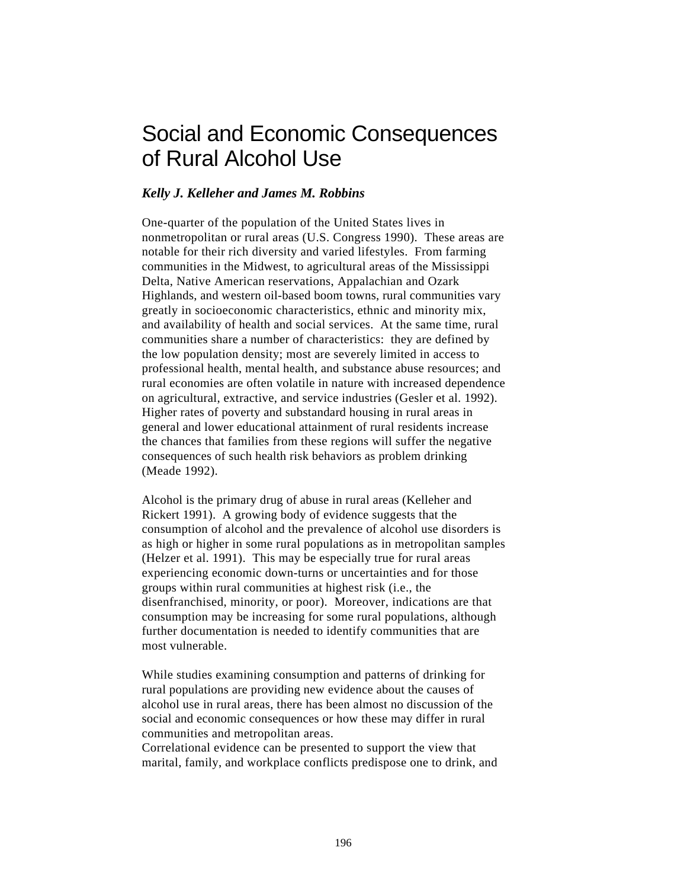# Social and Economic Consequences of Rural Alcohol Use

***Kelly J. Kelleher and James M. Robbins***

One-quarter of the population of the United States lives in nonmetropolitan or rural areas (U.S. Congress 1990). These areas are notable for their rich diversity and varied lifestyles. From farming communities in the Midwest, to agricultural areas of the Mississippi Delta, Native American reservations, Appalachian and Ozark Highlands, and western oil-based boom towns, rural communities vary greatly in socioeconomic characteristics, ethnic and minority mix, and availability of health and social services. At the same time, rural communities share a number of characteristics: they are defined by the low population density; most are severely limited in access to professional health, mental health, and substance abuse resources; and rural economies are often volatile in nature with increased dependence on agricultural, extractive, and service industries (Gesler et al. 1992). Higher rates of poverty and substandard housing in rural areas in general and lower educational attainment of rural residents increase the chances that families from these regions will suffer the negative consequences of such health risk behaviors as problem drinking (Meade 1992).

Alcohol is the primary drug of abuse in rural areas (Kelleher and Rickert 1991). A growing body of evidence suggests that the consumption of alcohol and the prevalence of alcohol use disorders is as high or higher in some rural populations as in metropolitan samples (Helzer et al. 1991). This may be especially true for rural areas experiencing economic down-turns or uncertainties and for those groups within rural communities at highest risk (i.e., the disenfranchised, minority, or poor). Moreover, indications are that consumption may be increasing for some rural populations, although further documentation is needed to identify communities that are most vulnerable.

While studies examining consumption and patterns of drinking for rural populations are providing new evidence about the causes of alcohol use in rural areas, there has been almost no discussion of the social and economic consequences or how these may differ in rural communities and metropolitan areas.
Correlational evidence can be presented to support the view that marital, family, and workplace conflicts predispose one to drink, and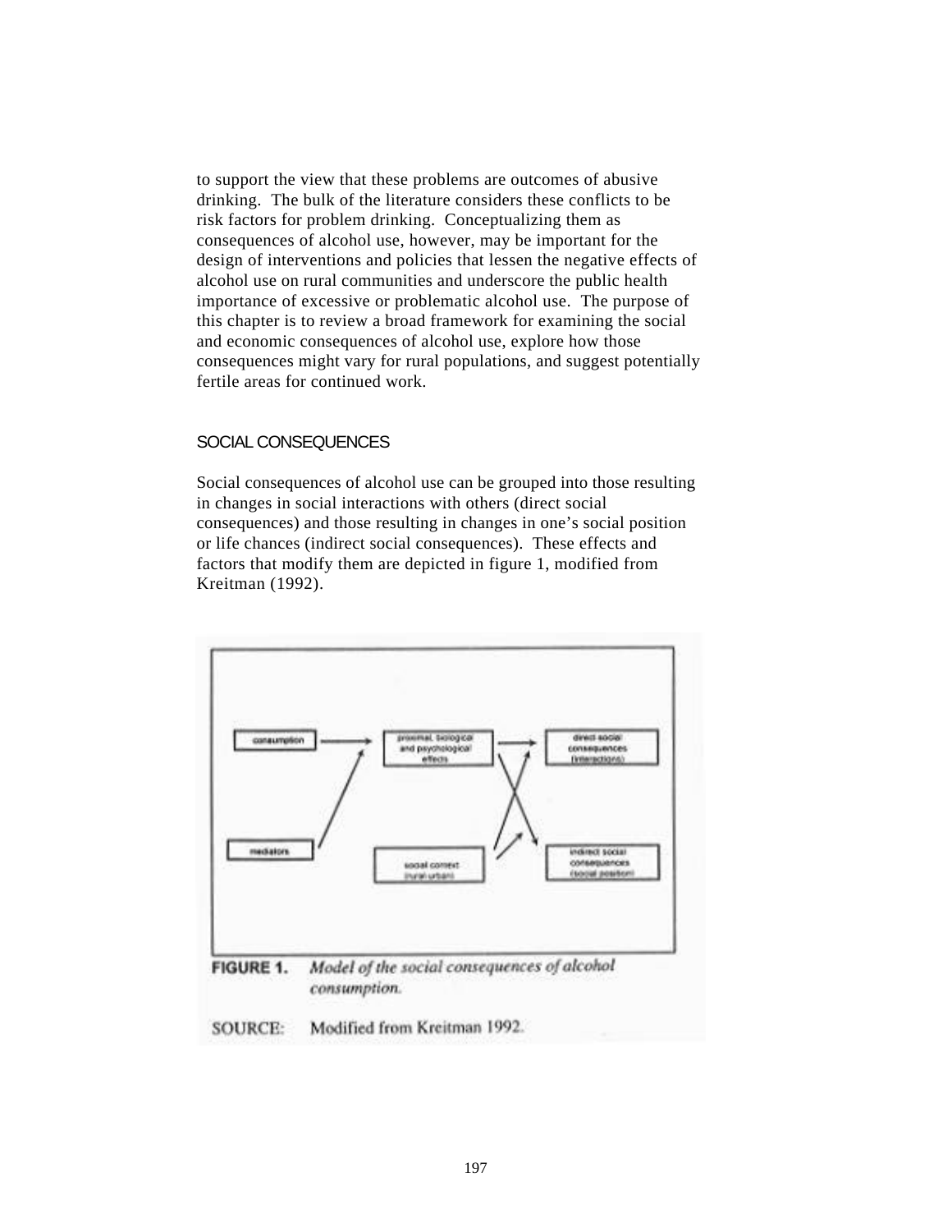to support the view that these problems are outcomes of abusive drinking. The bulk of the literature considers these conflicts to be risk factors for problem drinking. Conceptualizing them as consequences of alcohol use, however, may be important for the design of interventions and policies that lessen the negative effects of alcohol use on rural communities and underscore the public health importance of excessive or problematic alcohol use. The purpose of this chapter is to review a broad framework for examining the social and economic consequences of alcohol use, explore how those consequences might vary for rural populations, and suggest potentially fertile areas for continued work.

## SOCIAL CONSEQUENCES

Social consequences of alcohol use can be grouped into those resulting in changes in social interactions with others (direct social consequences) and those resulting in changes in one's social position or life chances (indirect social consequences). These effects and factors that modify them are depicted in figure 1, modified from Kreitman (1992).

**FIGURE 1.** *Model of the social consequences of alcohol consumption.*

SOURCE: Modified from Kreitman 1992.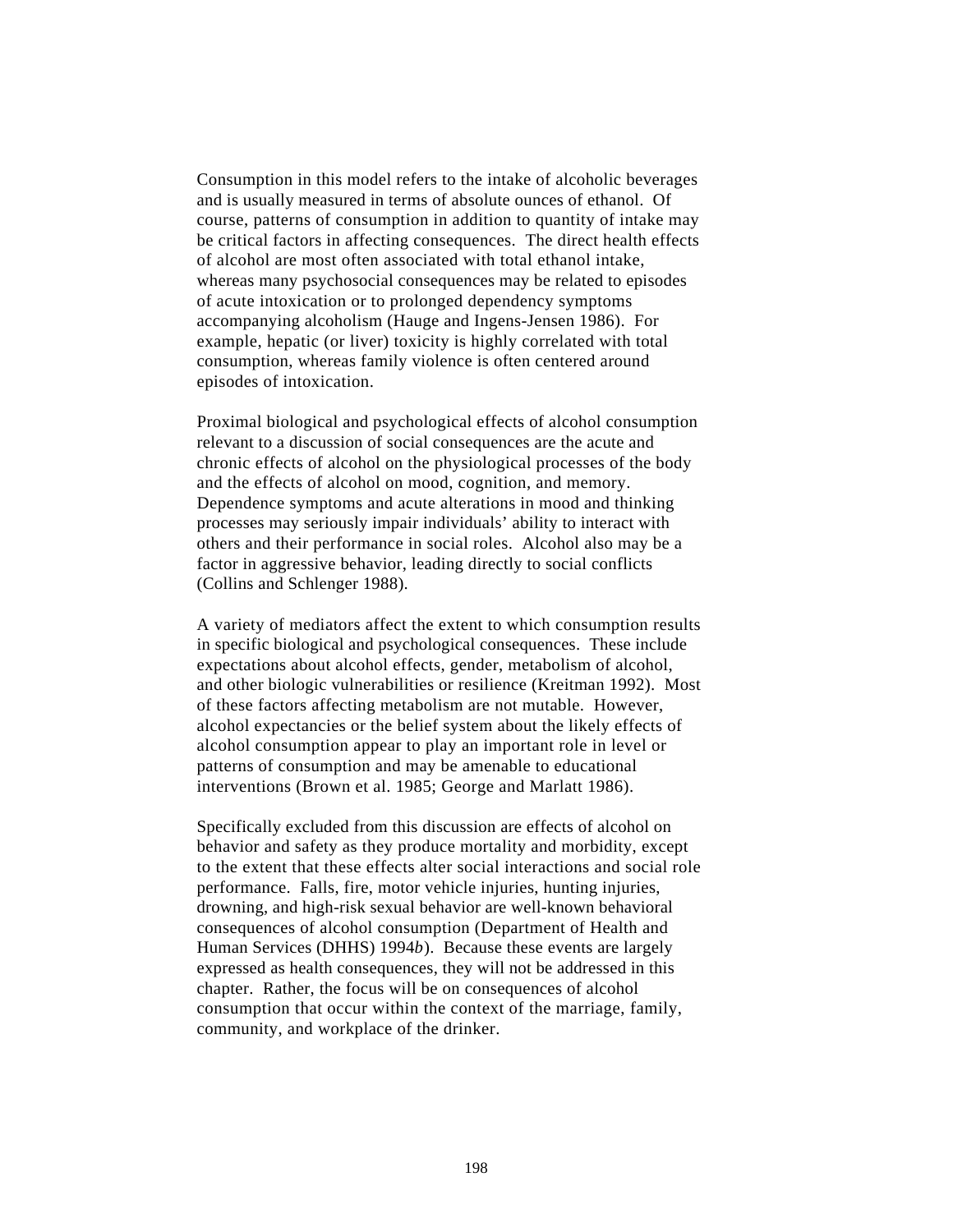Consumption in this model refers to the intake of alcoholic beverages and is usually measured in terms of absolute ounces of ethanol. Of course, patterns of consumption in addition to quantity of intake may be critical factors in affecting consequences. The direct health effects of alcohol are most often associated with total ethanol intake, whereas many psychosocial consequences may be related to episodes of acute intoxication or to prolonged dependency symptoms accompanying alcoholism (Hauge and Ingens-Jensen 1986). For example, hepatic (or liver) toxicity is highly correlated with total consumption, whereas family violence is often centered around episodes of intoxication.

Proximal biological and psychological effects of alcohol consumption relevant to a discussion of social consequences are the acute and chronic effects of alcohol on the physiological processes of the body and the effects of alcohol on mood, cognition, and memory. Dependence symptoms and acute alterations in mood and thinking processes may seriously impair individuals' ability to interact with others and their performance in social roles. Alcohol also may be a factor in aggressive behavior, leading directly to social conflicts (Collins and Schlenger 1988).

A variety of mediators affect the extent to which consumption results in specific biological and psychological consequences. These include expectations about alcohol effects, gender, metabolism of alcohol, and other biologic vulnerabilities or resilience (Kreitman 1992). Most of these factors affecting metabolism are not mutable. However, alcohol expectancies or the belief system about the likely effects of alcohol consumption appear to play an important role in level or patterns of consumption and may be amenable to educational interventions (Brown et al. 1985; George and Marlatt 1986).

Specifically excluded from this discussion are effects of alcohol on behavior and safety as they produce mortality and morbidity, except to the extent that these effects alter social interactions and social role performance. Falls, fire, motor vehicle injuries, hunting injuries, drowning, and high-risk sexual behavior are well-known behavioral consequences of alcohol consumption (Department of Health and Human Services (DHHS) 1994*b*). Because these events are largely expressed as health consequences, they will not be addressed in this chapter. Rather, the focus will be on consequences of alcohol consumption that occur within the context of the marriage, family, community, and workplace of the drinker.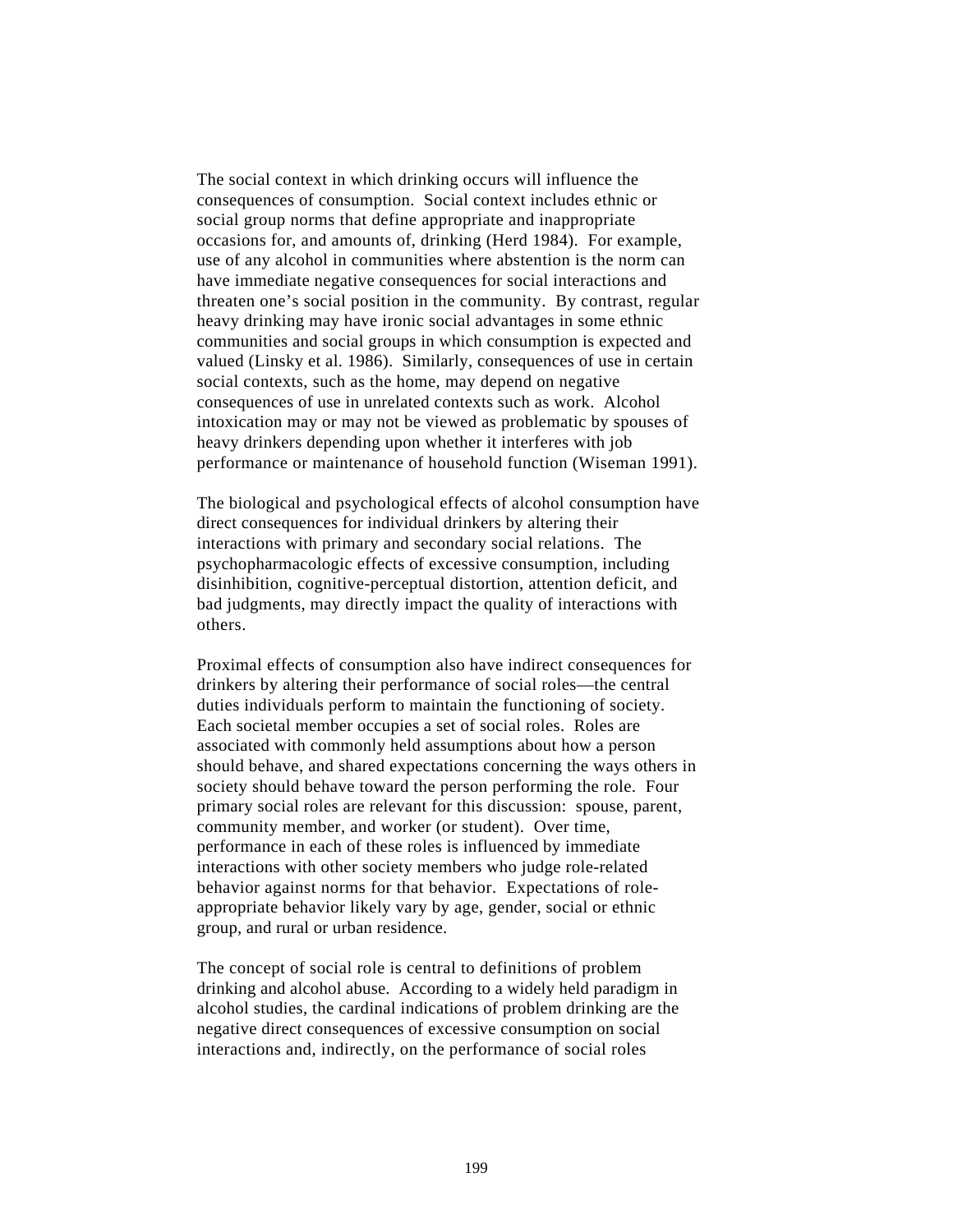The social context in which drinking occurs will influence the consequences of consumption. Social context includes ethnic or social group norms that define appropriate and inappropriate occasions for, and amounts of, drinking (Herd 1984). For example, use of any alcohol in communities where abstention is the norm can have immediate negative consequences for social interactions and threaten one's social position in the community. By contrast, regular heavy drinking may have ironic social advantages in some ethnic communities and social groups in which consumption is expected and valued (Linsky et al. 1986). Similarly, consequences of use in certain social contexts, such as the home, may depend on negative consequences of use in unrelated contexts such as work. Alcohol intoxication may or may not be viewed as problematic by spouses of heavy drinkers depending upon whether it interferes with job performance or maintenance of household function (Wiseman 1991).

The biological and psychological effects of alcohol consumption have direct consequences for individual drinkers by altering their interactions with primary and secondary social relations. The psychopharmacologic effects of excessive consumption, including disinhibition, cognitive-perceptual distortion, attention deficit, and bad judgments, may directly impact the quality of interactions with others.

Proximal effects of consumption also have indirect consequences for drinkers by altering their performance of social roles—the central duties individuals perform to maintain the functioning of society. Each societal member occupies a set of social roles. Roles are associated with commonly held assumptions about how a person should behave, and shared expectations concerning the ways others in society should behave toward the person performing the role. Four primary social roles are relevant for this discussion: spouse, parent, community member, and worker (or student). Over time, performance in each of these roles is influenced by immediate interactions with other society members who judge role-related behavior against norms for that behavior. Expectations of role-appropriate behavior likely vary by age, gender, social or ethnic group, and rural or urban residence.

The concept of social role is central to definitions of problem drinking and alcohol abuse. According to a widely held paradigm in alcohol studies, the cardinal indications of problem drinking are the negative direct consequences of excessive consumption on social interactions and, indirectly, on the performance of social roles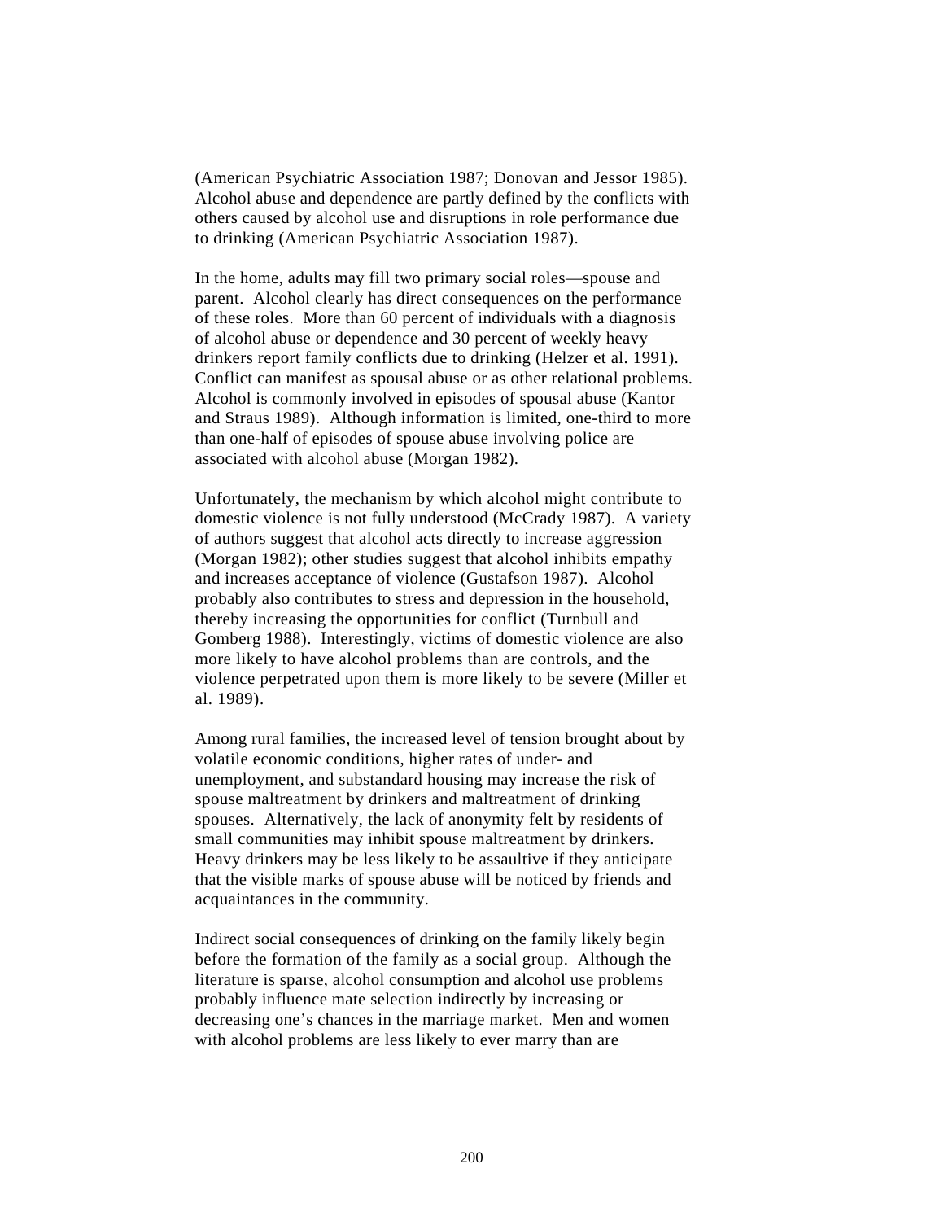(American Psychiatric Association 1987; Donovan and Jessor 1985). Alcohol abuse and dependence are partly defined by the conflicts with others caused by alcohol use and disruptions in role performance due to drinking (American Psychiatric Association 1987).

In the home, adults may fill two primary social roles—spouse and parent. Alcohol clearly has direct consequences on the performance of these roles. More than 60 percent of individuals with a diagnosis of alcohol abuse or dependence and 30 percent of weekly heavy drinkers report family conflicts due to drinking (Helzer et al. 1991). Conflict can manifest as spousal abuse or as other relational problems. Alcohol is commonly involved in episodes of spousal abuse (Kantor and Straus 1989). Although information is limited, one-third to more than one-half of episodes of spouse abuse involving police are associated with alcohol abuse (Morgan 1982).

Unfortunately, the mechanism by which alcohol might contribute to domestic violence is not fully understood (McCrady 1987). A variety of authors suggest that alcohol acts directly to increase aggression (Morgan 1982); other studies suggest that alcohol inhibits empathy and increases acceptance of violence (Gustafson 1987). Alcohol probably also contributes to stress and depression in the household, thereby increasing the opportunities for conflict (Turnbull and Gomberg 1988). Interestingly, victims of domestic violence are also more likely to have alcohol problems than are controls, and the violence perpetrated upon them is more likely to be severe (Miller et al. 1989).

Among rural families, the increased level of tension brought about by volatile economic conditions, higher rates of under- and unemployment, and substandard housing may increase the risk of spouse maltreatment by drinkers and maltreatment of drinking spouses. Alternatively, the lack of anonymity felt by residents of small communities may inhibit spouse maltreatment by drinkers. Heavy drinkers may be less likely to be assaultive if they anticipate that the visible marks of spouse abuse will be noticed by friends and acquaintances in the community.

Indirect social consequences of drinking on the family likely begin before the formation of the family as a social group. Although the literature is sparse, alcohol consumption and alcohol use problems probably influence mate selection indirectly by increasing or decreasing one's chances in the marriage market. Men and women with alcohol problems are less likely to ever marry than are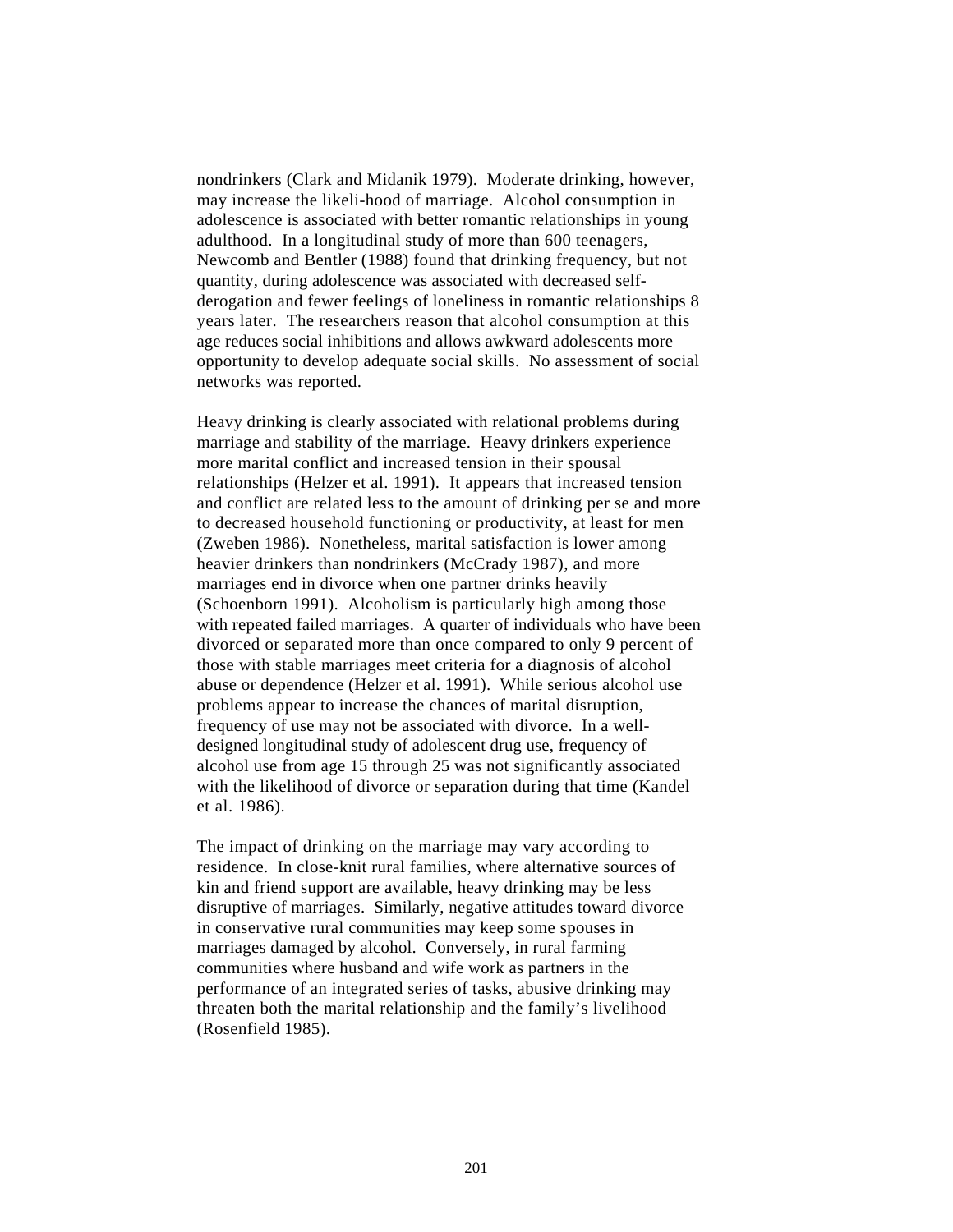nondrinkers (Clark and Midanik 1979). Moderate drinking, however, may increase the likeli-hood of marriage. Alcohol consumption in adolescence is associated with better romantic relationships in young adulthood. In a longitudinal study of more than 600 teenagers, Newcomb and Bentler (1988) found that drinking frequency, but not quantity, during adolescence was associated with decreased self-derogation and fewer feelings of loneliness in romantic relationships 8 years later. The researchers reason that alcohol consumption at this age reduces social inhibitions and allows awkward adolescents more opportunity to develop adequate social skills. No assessment of social networks was reported.

Heavy drinking is clearly associated with relational problems during marriage and stability of the marriage. Heavy drinkers experience more marital conflict and increased tension in their spousal relationships (Helzer et al. 1991). It appears that increased tension and conflict are related less to the amount of drinking per se and more to decreased household functioning or productivity, at least for men (Zweben 1986). Nonetheless, marital satisfaction is lower among heavier drinkers than nondrinkers (McCrady 1987), and more marriages end in divorce when one partner drinks heavily (Schoenborn 1991). Alcoholism is particularly high among those with repeated failed marriages. A quarter of individuals who have been divorced or separated more than once compared to only 9 percent of those with stable marriages meet criteria for a diagnosis of alcohol abuse or dependence (Helzer et al. 1991). While serious alcohol use problems appear to increase the chances of marital disruption, frequency of use may not be associated with divorce. In a well-designed longitudinal study of adolescent drug use, frequency of alcohol use from age 15 through 25 was not significantly associated with the likelihood of divorce or separation during that time (Kandel et al. 1986).

The impact of drinking on the marriage may vary according to residence. In close-knit rural families, where alternative sources of kin and friend support are available, heavy drinking may be less disruptive of marriages. Similarly, negative attitudes toward divorce in conservative rural communities may keep some spouses in marriages damaged by alcohol. Conversely, in rural farming communities where husband and wife work as partners in the performance of an integrated series of tasks, abusive drinking may threaten both the marital relationship and the family's livelihood (Rosenfield 1985).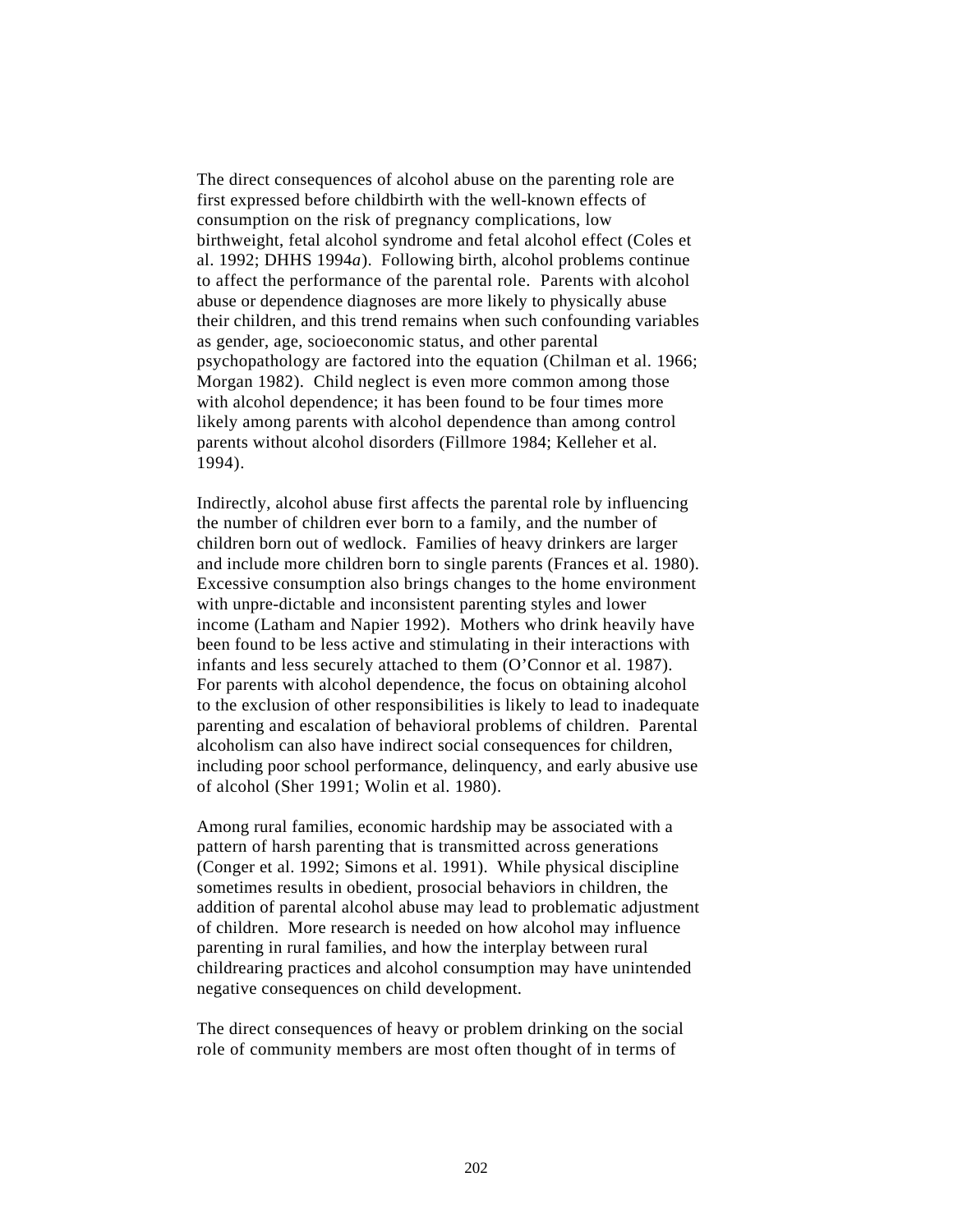The direct consequences of alcohol abuse on the parenting role are first expressed before childbirth with the well-known effects of consumption on the risk of pregnancy complications, low birthweight, fetal alcohol syndrome and fetal alcohol effect (Coles et al. 1992; DHHS 1994*a*). Following birth, alcohol problems continue to affect the performance of the parental role. Parents with alcohol abuse or dependence diagnoses are more likely to physically abuse their children, and this trend remains when such confounding variables as gender, age, socioeconomic status, and other parental psychopathology are factored into the equation (Chilman et al. 1966; Morgan 1982). Child neglect is even more common among those with alcohol dependence; it has been found to be four times more likely among parents with alcohol dependence than among control parents without alcohol disorders (Fillmore 1984; Kelleher et al. 1994).

Indirectly, alcohol abuse first affects the parental role by influencing the number of children ever born to a family, and the number of children born out of wedlock. Families of heavy drinkers are larger and include more children born to single parents (Frances et al. 1980). Excessive consumption also brings changes to the home environment with unpre-dictable and inconsistent parenting styles and lower income (Latham and Napier 1992). Mothers who drink heavily have been found to be less active and stimulating in their interactions with infants and less securely attached to them (O'Connor et al. 1987). For parents with alcohol dependence, the focus on obtaining alcohol to the exclusion of other responsibilities is likely to lead to inadequate parenting and escalation of behavioral problems of children. Parental alcoholism can also have indirect social consequences for children, including poor school performance, delinquency, and early abusive use of alcohol (Sher 1991; Wolin et al. 1980).

Among rural families, economic hardship may be associated with a pattern of harsh parenting that is transmitted across generations (Conger et al. 1992; Simons et al. 1991). While physical discipline sometimes results in obedient, prosocial behaviors in children, the addition of parental alcohol abuse may lead to problematic adjustment of children. More research is needed on how alcohol may influence parenting in rural families, and how the interplay between rural childrearing practices and alcohol consumption may have unintended negative consequences on child development.

The direct consequences of heavy or problem drinking on the social role of community members are most often thought of in terms of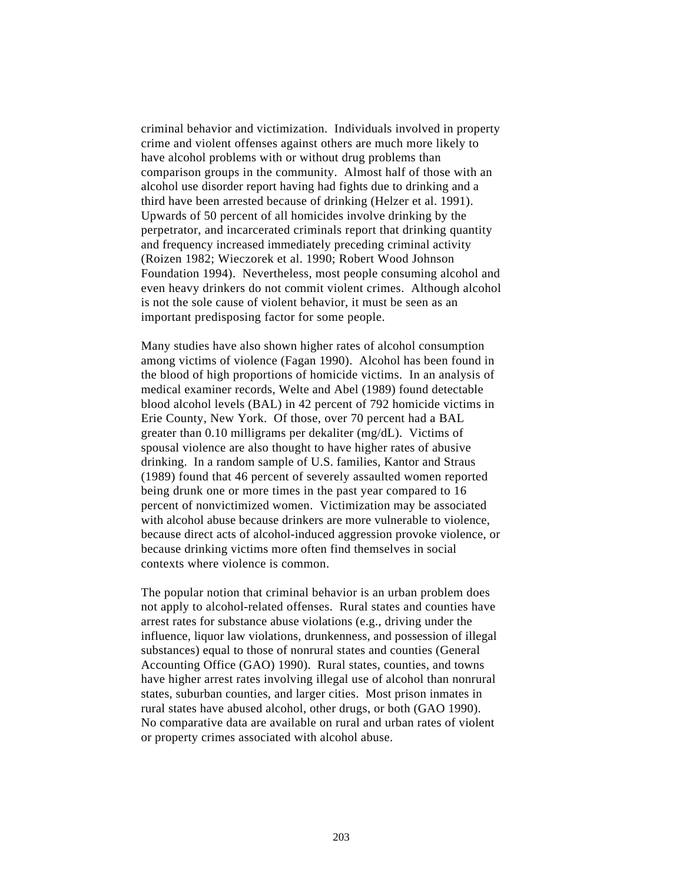criminal behavior and victimization. Individuals involved in property crime and violent offenses against others are much more likely to have alcohol problems with or without drug problems than comparison groups in the community. Almost half of those with an alcohol use disorder report having had fights due to drinking and a third have been arrested because of drinking (Helzer et al. 1991). Upwards of 50 percent of all homicides involve drinking by the perpetrator, and incarcerated criminals report that drinking quantity and frequency increased immediately preceding criminal activity (Roizen 1982; Wieczorek et al. 1990; Robert Wood Johnson Foundation 1994). Nevertheless, most people consuming alcohol and even heavy drinkers do not commit violent crimes. Although alcohol is not the sole cause of violent behavior, it must be seen as an important predisposing factor for some people.

Many studies have also shown higher rates of alcohol consumption among victims of violence (Fagan 1990). Alcohol has been found in the blood of high proportions of homicide victims. In an analysis of medical examiner records, Welte and Abel (1989) found detectable blood alcohol levels (BAL) in 42 percent of 792 homicide victims in Erie County, New York. Of those, over 70 percent had a BAL greater than 0.10 milligrams per dekaliter (mg/dL). Victims of spousal violence are also thought to have higher rates of abusive drinking. In a random sample of U.S. families, Kantor and Straus (1989) found that 46 percent of severely assaulted women reported being drunk one or more times in the past year compared to 16 percent of nonvictimized women. Victimization may be associated with alcohol abuse because drinkers are more vulnerable to violence, because direct acts of alcohol-induced aggression provoke violence, or because drinking victims more often find themselves in social contexts where violence is common.

The popular notion that criminal behavior is an urban problem does not apply to alcohol-related offenses. Rural states and counties have arrest rates for substance abuse violations (e.g., driving under the influence, liquor law violations, drunkenness, and possession of illegal substances) equal to those of nonrural states and counties (General Accounting Office (GAO) 1990). Rural states, counties, and towns have higher arrest rates involving illegal use of alcohol than nonrural states, suburban counties, and larger cities. Most prison inmates in rural states have abused alcohol, other drugs, or both (GAO 1990). No comparative data are available on rural and urban rates of violent or property crimes associated with alcohol abuse.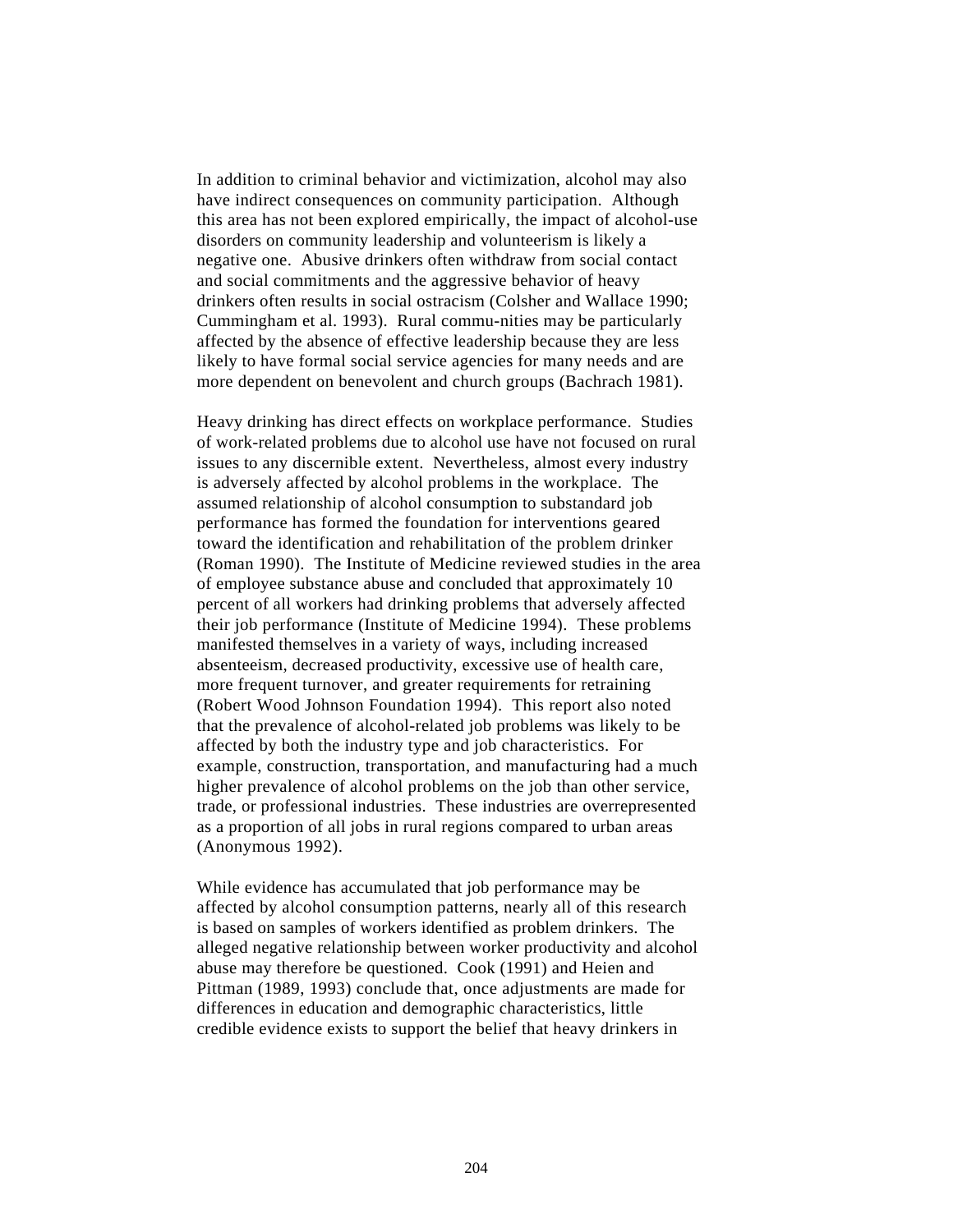In addition to criminal behavior and victimization, alcohol may also have indirect consequences on community participation. Although this area has not been explored empirically, the impact of alcohol-use disorders on community leadership and volunteerism is likely a negative one. Abusive drinkers often withdraw from social contact and social commitments and the aggressive behavior of heavy drinkers often results in social ostracism (Colsher and Wallace 1990; Cummingham et al. 1993). Rural commu-nities may be particularly affected by the absence of effective leadership because they are less likely to have formal social service agencies for many needs and are more dependent on benevolent and church groups (Bachrach 1981).

Heavy drinking has direct effects on workplace performance. Studies of work-related problems due to alcohol use have not focused on rural issues to any discernible extent. Nevertheless, almost every industry is adversely affected by alcohol problems in the workplace. The assumed relationship of alcohol consumption to substandard job performance has formed the foundation for interventions geared toward the identification and rehabilitation of the problem drinker (Roman 1990). The Institute of Medicine reviewed studies in the area of employee substance abuse and concluded that approximately 10 percent of all workers had drinking problems that adversely affected their job performance (Institute of Medicine 1994). These problems manifested themselves in a variety of ways, including increased absenteeism, decreased productivity, excessive use of health care, more frequent turnover, and greater requirements for retraining (Robert Wood Johnson Foundation 1994). This report also noted that the prevalence of alcohol-related job problems was likely to be affected by both the industry type and job characteristics. For example, construction, transportation, and manufacturing had a much higher prevalence of alcohol problems on the job than other service, trade, or professional industries. These industries are overrepresented as a proportion of all jobs in rural regions compared to urban areas (Anonymous 1992).

While evidence has accumulated that job performance may be affected by alcohol consumption patterns, nearly all of this research is based on samples of workers identified as problem drinkers. The alleged negative relationship between worker productivity and alcohol abuse may therefore be questioned. Cook (1991) and Heien and Pittman (1989, 1993) conclude that, once adjustments are made for differences in education and demographic characteristics, little credible evidence exists to support the belief that heavy drinkers in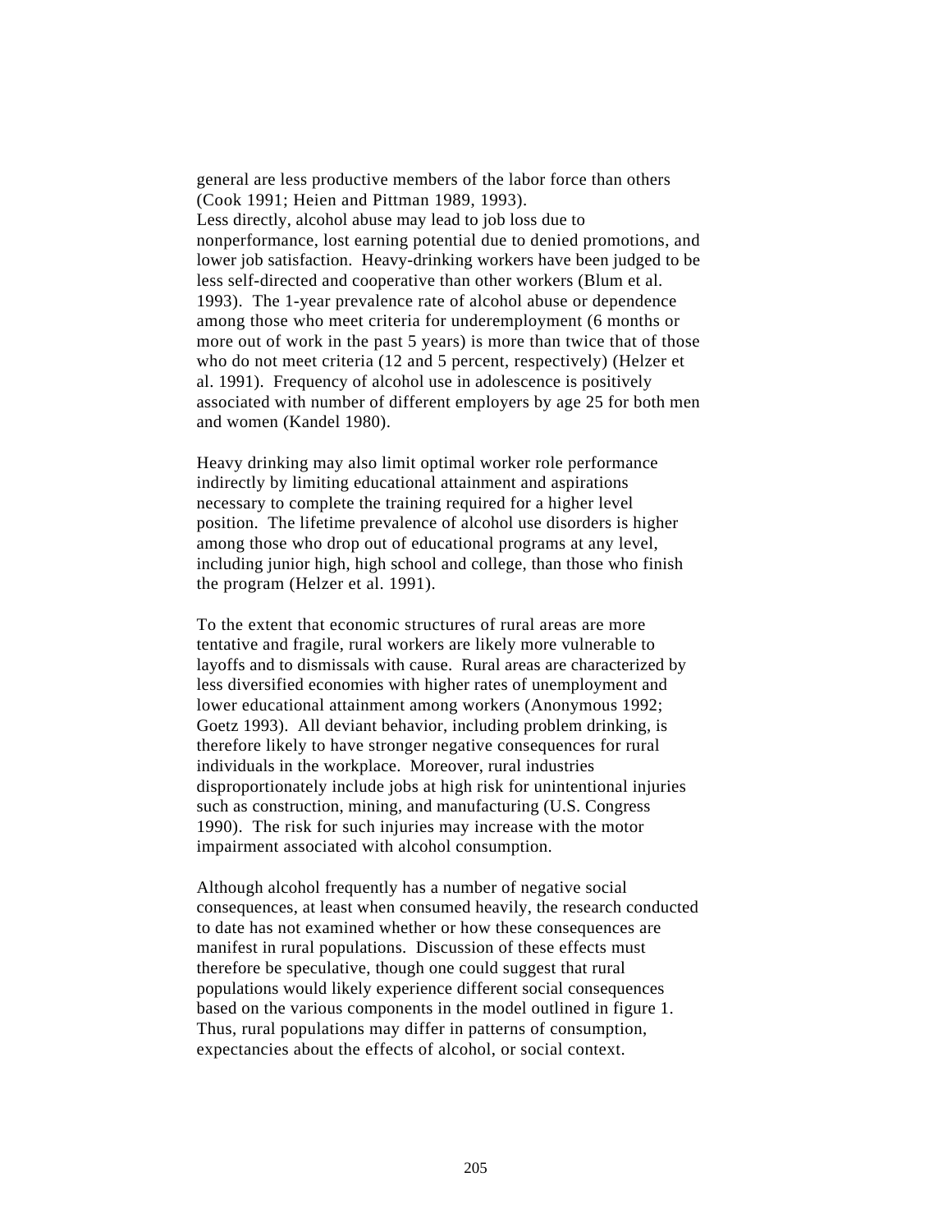general are less productive members of the labor force than others (Cook 1991; Heien and Pittman 1989, 1993).
Less directly, alcohol abuse may lead to job loss due to nonperformance, lost earning potential due to denied promotions, and lower job satisfaction. Heavy-drinking workers have been judged to be less self-directed and cooperative than other workers (Blum et al. 1993). The 1-year prevalence rate of alcohol abuse or dependence among those who meet criteria for underemployment (6 months or more out of work in the past 5 years) is more than twice that of those who do not meet criteria (12 and 5 percent, respectively) (Helzer et al. 1991). Frequency of alcohol use in adolescence is positively associated with number of different employers by age 25 for both men and women (Kandel 1980).

Heavy drinking may also limit optimal worker role performance indirectly by limiting educational attainment and aspirations necessary to complete the training required for a higher level position. The lifetime prevalence of alcohol use disorders is higher among those who drop out of educational programs at any level, including junior high, high school and college, than those who finish the program (Helzer et al. 1991).

To the extent that economic structures of rural areas are more tentative and fragile, rural workers are likely more vulnerable to layoffs and to dismissals with cause. Rural areas are characterized by less diversified economies with higher rates of unemployment and lower educational attainment among workers (Anonymous 1992; Goetz 1993). All deviant behavior, including problem drinking, is therefore likely to have stronger negative consequences for rural individuals in the workplace. Moreover, rural industries disproportionately include jobs at high risk for unintentional injuries such as construction, mining, and manufacturing (U.S. Congress 1990). The risk for such injuries may increase with the motor impairment associated with alcohol consumption.

Although alcohol frequently has a number of negative social consequences, at least when consumed heavily, the research conducted to date has not examined whether or how these consequences are manifest in rural populations. Discussion of these effects must therefore be speculative, though one could suggest that rural populations would likely experience different social consequences based on the various components in the model outlined in figure 1. Thus, rural populations may differ in patterns of consumption, expectancies about the effects of alcohol, or social context.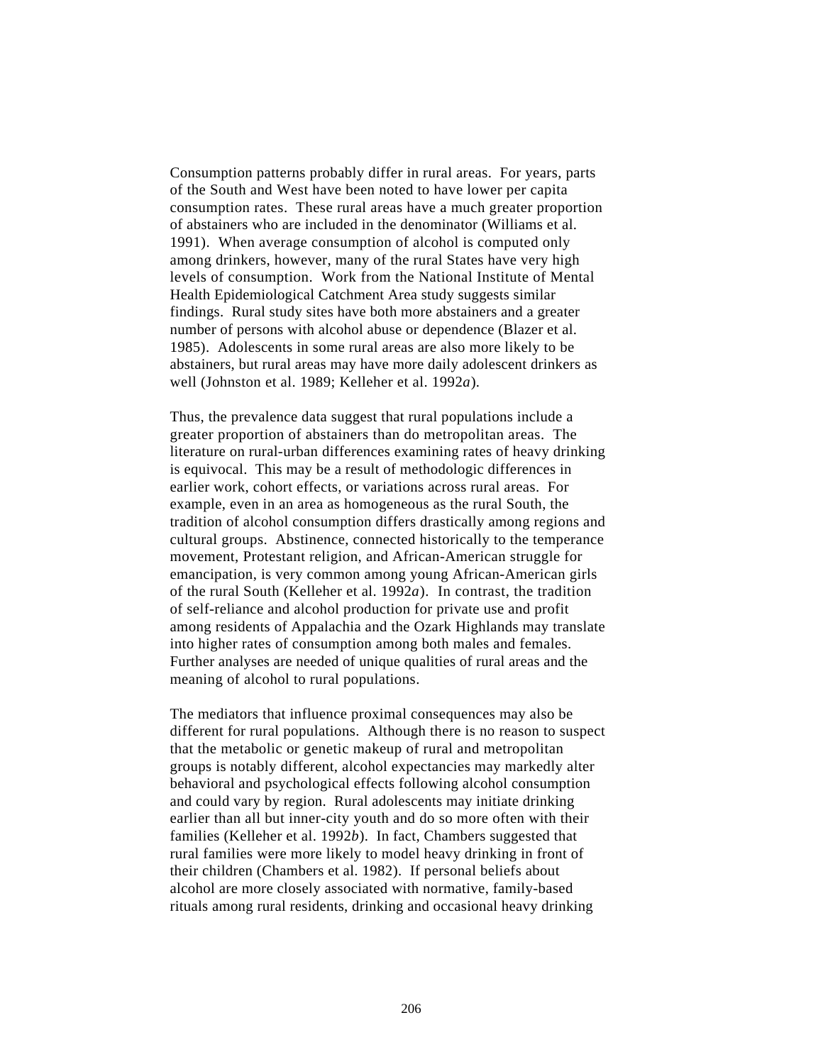Consumption patterns probably differ in rural areas. For years, parts of the South and West have been noted to have lower per capita consumption rates. These rural areas have a much greater proportion of abstainers who are included in the denominator (Williams et al. 1991). When average consumption of alcohol is computed only among drinkers, however, many of the rural States have very high levels of consumption. Work from the National Institute of Mental Health Epidemiological Catchment Area study suggests similar findings. Rural study sites have both more abstainers and a greater number of persons with alcohol abuse or dependence (Blazer et al. 1985). Adolescents in some rural areas are also more likely to be abstainers, but rural areas may have more daily adolescent drinkers as well (Johnston et al. 1989; Kelleher et al. 1992*a*).

Thus, the prevalence data suggest that rural populations include a greater proportion of abstainers than do metropolitan areas. The literature on rural-urban differences examining rates of heavy drinking is equivocal. This may be a result of methodologic differences in earlier work, cohort effects, or variations across rural areas. For example, even in an area as homogeneous as the rural South, the tradition of alcohol consumption differs drastically among regions and cultural groups. Abstinence, connected historically to the temperance movement, Protestant religion, and African-American struggle for emancipation, is very common among young African-American girls of the rural South (Kelleher et al. 1992*a*). In contrast, the tradition of self-reliance and alcohol production for private use and profit among residents of Appalachia and the Ozark Highlands may translate into higher rates of consumption among both males and females. Further analyses are needed of unique qualities of rural areas and the meaning of alcohol to rural populations.

The mediators that influence proximal consequences may also be different for rural populations. Although there is no reason to suspect that the metabolic or genetic makeup of rural and metropolitan groups is notably different, alcohol expectancies may markedly alter behavioral and psychological effects following alcohol consumption and could vary by region. Rural adolescents may initiate drinking earlier than all but inner-city youth and do so more often with their families (Kelleher et al. 1992*b*). In fact, Chambers suggested that rural families were more likely to model heavy drinking in front of their children (Chambers et al. 1982). If personal beliefs about alcohol are more closely associated with normative, family-based rituals among rural residents, drinking and occasional heavy drinking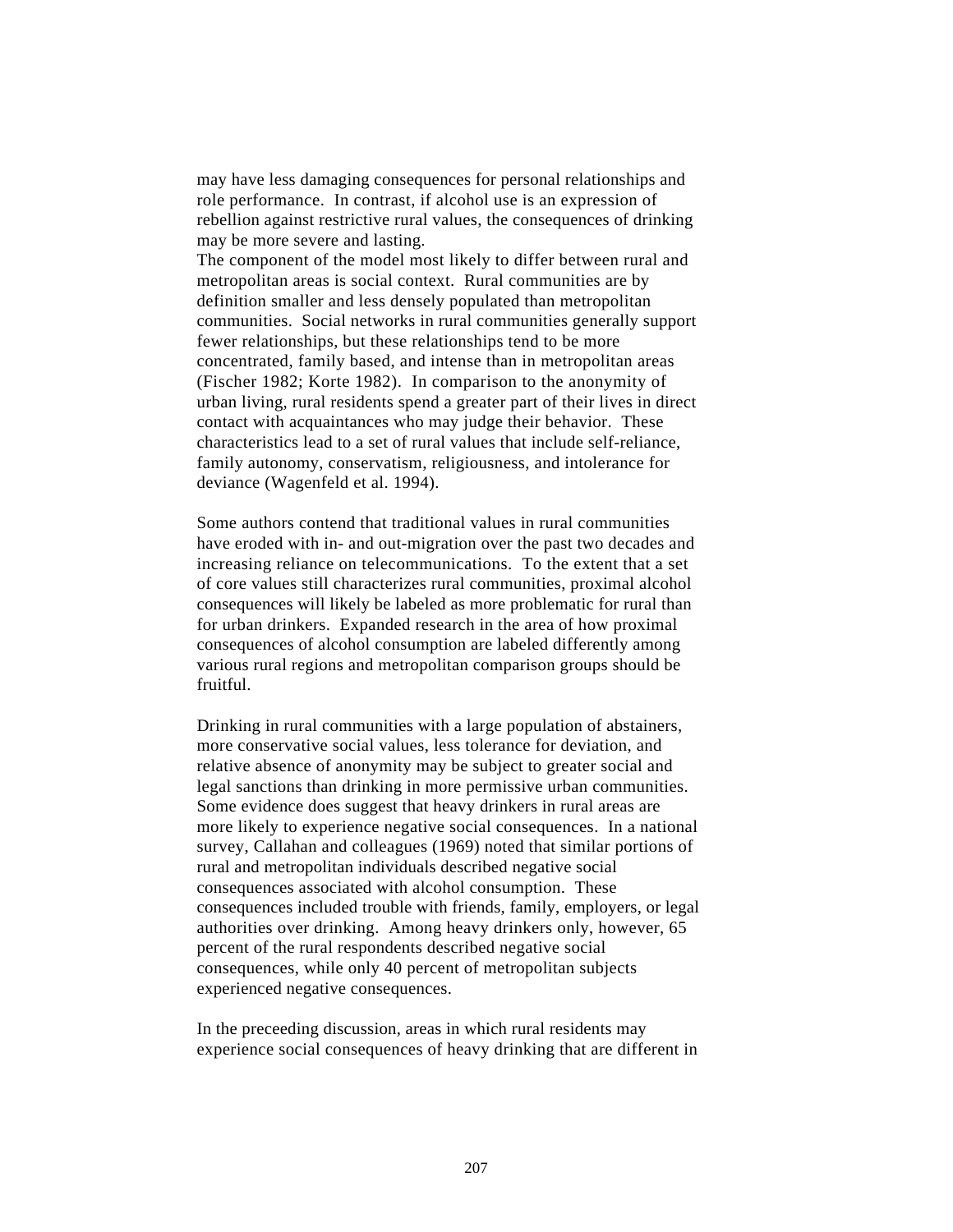may have less damaging consequences for personal relationships and role performance. In contrast, if alcohol use is an expression of rebellion against restrictive rural values, the consequences of drinking may be more severe and lasting.

The component of the model most likely to differ between rural and metropolitan areas is social context. Rural communities are by definition smaller and less densely populated than metropolitan communities. Social networks in rural communities generally support fewer relationships, but these relationships tend to be more concentrated, family based, and intense than in metropolitan areas (Fischer 1982; Korte 1982). In comparison to the anonymity of urban living, rural residents spend a greater part of their lives in direct contact with acquaintances who may judge their behavior. These characteristics lead to a set of rural values that include self-reliance, family autonomy, conservatism, religiousness, and intolerance for deviance (Wagenfeld et al. 1994).

Some authors contend that traditional values in rural communities have eroded with in- and out-migration over the past two decades and increasing reliance on telecommunications. To the extent that a set of core values still characterizes rural communities, proximal alcohol consequences will likely be labeled as more problematic for rural than for urban drinkers. Expanded research in the area of how proximal consequences of alcohol consumption are labeled differently among various rural regions and metropolitan comparison groups should be fruitful.

Drinking in rural communities with a large population of abstainers, more conservative social values, less tolerance for deviation, and relative absence of anonymity may be subject to greater social and legal sanctions than drinking in more permissive urban communities. Some evidence does suggest that heavy drinkers in rural areas are more likely to experience negative social consequences. In a national survey, Callahan and colleagues (1969) noted that similar portions of rural and metropolitan individuals described negative social consequences associated with alcohol consumption. These consequences included trouble with friends, family, employers, or legal authorities over drinking. Among heavy drinkers only, however, 65 percent of the rural respondents described negative social consequences, while only 40 percent of metropolitan subjects experienced negative consequences.

In the preceeding discussion, areas in which rural residents may experience social consequences of heavy drinking that are different in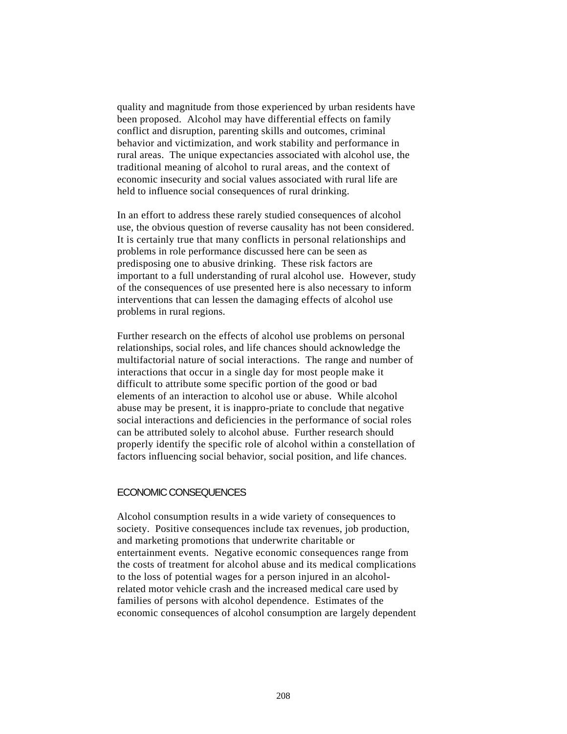quality and magnitude from those experienced by urban residents have been proposed. Alcohol may have differential effects on family conflict and disruption, parenting skills and outcomes, criminal behavior and victimization, and work stability and performance in rural areas. The unique expectancies associated with alcohol use, the traditional meaning of alcohol to rural areas, and the context of economic insecurity and social values associated with rural life are held to influence social consequences of rural drinking.

In an effort to address these rarely studied consequences of alcohol use, the obvious question of reverse causality has not been considered. It is certainly true that many conflicts in personal relationships and problems in role performance discussed here can be seen as predisposing one to abusive drinking. These risk factors are important to a full understanding of rural alcohol use. However, study of the consequences of use presented here is also necessary to inform interventions that can lessen the damaging effects of alcohol use problems in rural regions.

Further research on the effects of alcohol use problems on personal relationships, social roles, and life chances should acknowledge the multifactorial nature of social interactions. The range and number of interactions that occur in a single day for most people make it difficult to attribute some specific portion of the good or bad elements of an interaction to alcohol use or abuse. While alcohol abuse may be present, it is inappro-priate to conclude that negative social interactions and deficiencies in the performance of social roles can be attributed solely to alcohol abuse. Further research should properly identify the specific role of alcohol within a constellation of factors influencing social behavior, social position, and life chances.

## ECONOMIC CONSEQUENCES

Alcohol consumption results in a wide variety of consequences to society. Positive consequences include tax revenues, job production, and marketing promotions that underwrite charitable or entertainment events. Negative economic consequences range from the costs of treatment for alcohol abuse and its medical complications to the loss of potential wages for a person injured in an alcohol-related motor vehicle crash and the increased medical care used by families of persons with alcohol dependence. Estimates of the economic consequences of alcohol consumption are largely dependent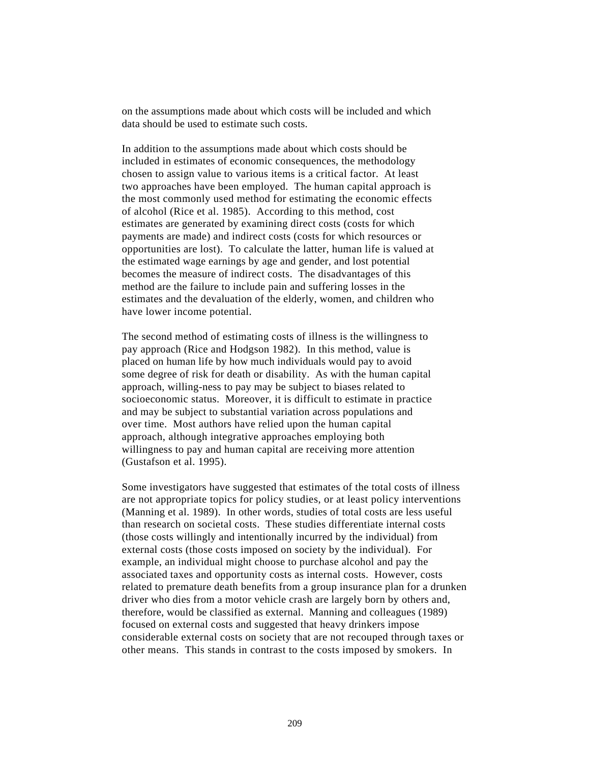on the assumptions made about which costs will be included and which data should be used to estimate such costs.

In addition to the assumptions made about which costs should be included in estimates of economic consequences, the methodology chosen to assign value to various items is a critical factor. At least two approaches have been employed. The human capital approach is the most commonly used method for estimating the economic effects of alcohol (Rice et al. 1985). According to this method, cost estimates are generated by examining direct costs (costs for which payments are made) and indirect costs (costs for which resources or opportunities are lost). To calculate the latter, human life is valued at the estimated wage earnings by age and gender, and lost potential becomes the measure of indirect costs. The disadvantages of this method are the failure to include pain and suffering losses in the estimates and the devaluation of the elderly, women, and children who have lower income potential.

The second method of estimating costs of illness is the willingness to pay approach (Rice and Hodgson 1982). In this method, value is placed on human life by how much individuals would pay to avoid some degree of risk for death or disability. As with the human capital approach, willing-ness to pay may be subject to biases related to socioeconomic status. Moreover, it is difficult to estimate in practice and may be subject to substantial variation across populations and over time. Most authors have relied upon the human capital approach, although integrative approaches employing both willingness to pay and human capital are receiving more attention (Gustafson et al. 1995).

Some investigators have suggested that estimates of the total costs of illness are not appropriate topics for policy studies, or at least policy interventions (Manning et al. 1989). In other words, studies of total costs are less useful than research on societal costs. These studies differentiate internal costs (those costs willingly and intentionally incurred by the individual) from external costs (those costs imposed on society by the individual). For example, an individual might choose to purchase alcohol and pay the associated taxes and opportunity costs as internal costs. However, costs related to premature death benefits from a group insurance plan for a drunken driver who dies from a motor vehicle crash are largely born by others and, therefore, would be classified as external. Manning and colleagues (1989) focused on external costs and suggested that heavy drinkers impose considerable external costs on society that are not recouped through taxes or other means. This stands in contrast to the costs imposed by smokers. In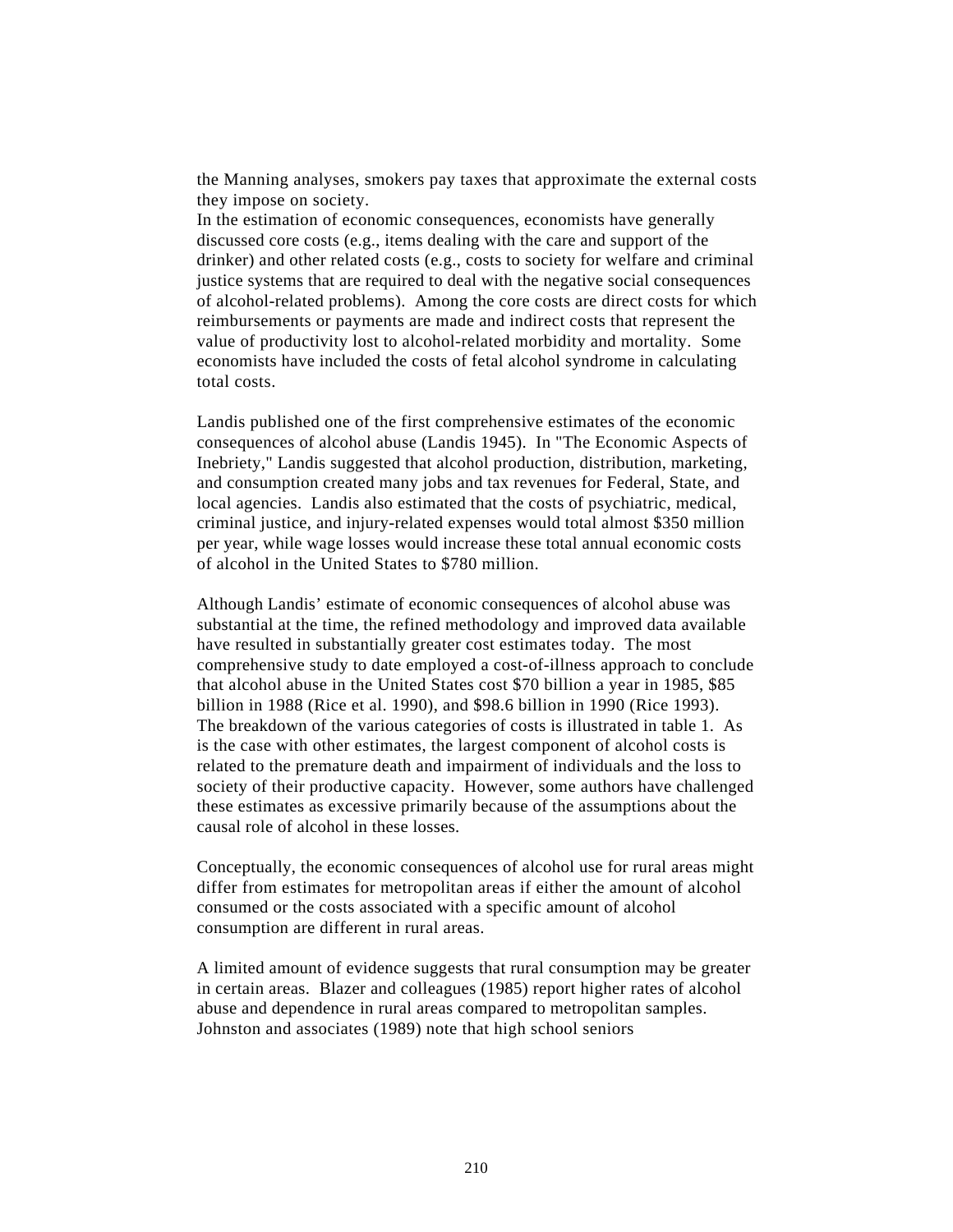the Manning analyses, smokers pay taxes that approximate the external costs they impose on society.

In the estimation of economic consequences, economists have generally discussed core costs (e.g., items dealing with the care and support of the drinker) and other related costs (e.g., costs to society for welfare and criminal justice systems that are required to deal with the negative social consequences of alcohol-related problems). Among the core costs are direct costs for which reimbursements or payments are made and indirect costs that represent the value of productivity lost to alcohol-related morbidity and mortality. Some economists have included the costs of fetal alcohol syndrome in calculating total costs.

Landis published one of the first comprehensive estimates of the economic consequences of alcohol abuse (Landis 1945). In "The Economic Aspects of Inebriety," Landis suggested that alcohol production, distribution, marketing, and consumption created many jobs and tax revenues for Federal, State, and local agencies. Landis also estimated that the costs of psychiatric, medical, criminal justice, and injury-related expenses would total almost $350 million per year, while wage losses would increase these total annual economic costs of alcohol in the United States to $780 million.

Although Landis' estimate of economic consequences of alcohol abuse was substantial at the time, the refined methodology and improved data available have resulted in substantially greater cost estimates today. The most comprehensive study to date employed a cost-of-illness approach to conclude that alcohol abuse in the United States cost $70 billion a year in 1985, $85 billion in 1988 (Rice et al. 1990), and $98.6 billion in 1990 (Rice 1993). The breakdown of the various categories of costs is illustrated in table 1. As is the case with other estimates, the largest component of alcohol costs is related to the premature death and impairment of individuals and the loss to society of their productive capacity. However, some authors have challenged these estimates as excessive primarily because of the assumptions about the causal role of alcohol in these losses.

Conceptually, the economic consequences of alcohol use for rural areas might differ from estimates for metropolitan areas if either the amount of alcohol consumed or the costs associated with a specific amount of alcohol consumption are different in rural areas.

A limited amount of evidence suggests that rural consumption may be greater in certain areas. Blazer and colleagues (1985) report higher rates of alcohol abuse and dependence in rural areas compared to metropolitan samples. Johnston and associates (1989) note that high school seniors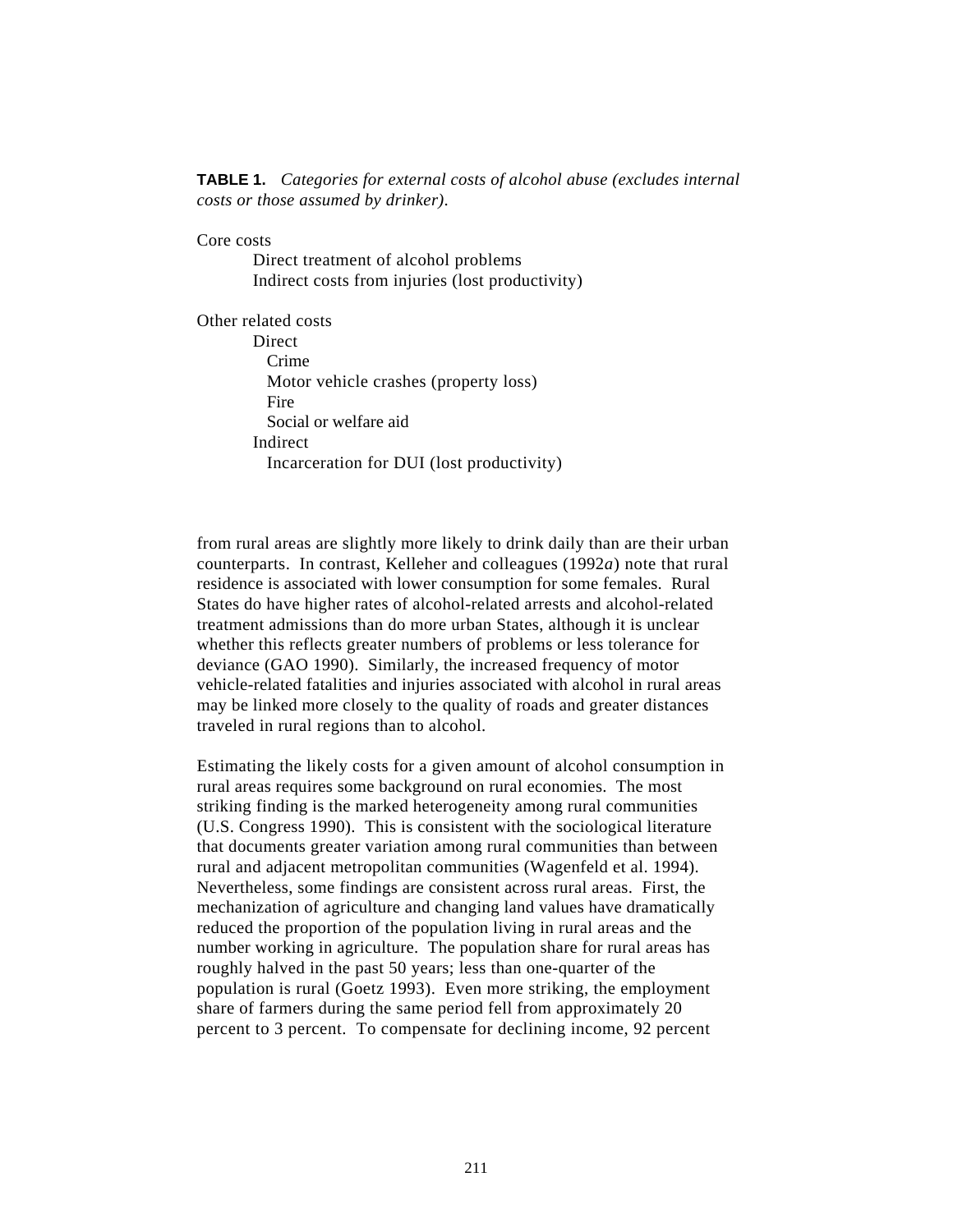**TABLE 1.** *Categories for external costs of alcohol abuse (excludes internal costs or those assumed by drinker).*

Core costs
- Direct treatment of alcohol problems
- Indirect costs from injuries (lost productivity)

Other related costs
- Direct
  - Crime
  - Motor vehicle crashes (property loss)
  - Fire
  - Social or welfare aid
- Indirect
  - Incarceration for DUI (lost productivity)

from rural areas are slightly more likely to drink daily than are their urban counterparts. In contrast, Kelleher and colleagues (1992*a*) note that rural residence is associated with lower consumption for some females. Rural States do have higher rates of alcohol-related arrests and alcohol-related treatment admissions than do more urban States, although it is unclear whether this reflects greater numbers of problems or less tolerance for deviance (GAO 1990). Similarly, the increased frequency of motor vehicle-related fatalities and injuries associated with alcohol in rural areas may be linked more closely to the quality of roads and greater distances traveled in rural regions than to alcohol.

Estimating the likely costs for a given amount of alcohol consumption in rural areas requires some background on rural economies. The most striking finding is the marked heterogeneity among rural communities (U.S. Congress 1990). This is consistent with the sociological literature that documents greater variation among rural communities than between rural and adjacent metropolitan communities (Wagenfeld et al. 1994). Nevertheless, some findings are consistent across rural areas. First, the mechanization of agriculture and changing land values have dramatically reduced the proportion of the population living in rural areas and the number working in agriculture. The population share for rural areas has roughly halved in the past 50 years; less than one-quarter of the population is rural (Goetz 1993). Even more striking, the employment share of farmers during the same period fell from approximately 20 percent to 3 percent. To compensate for declining income, 92 percent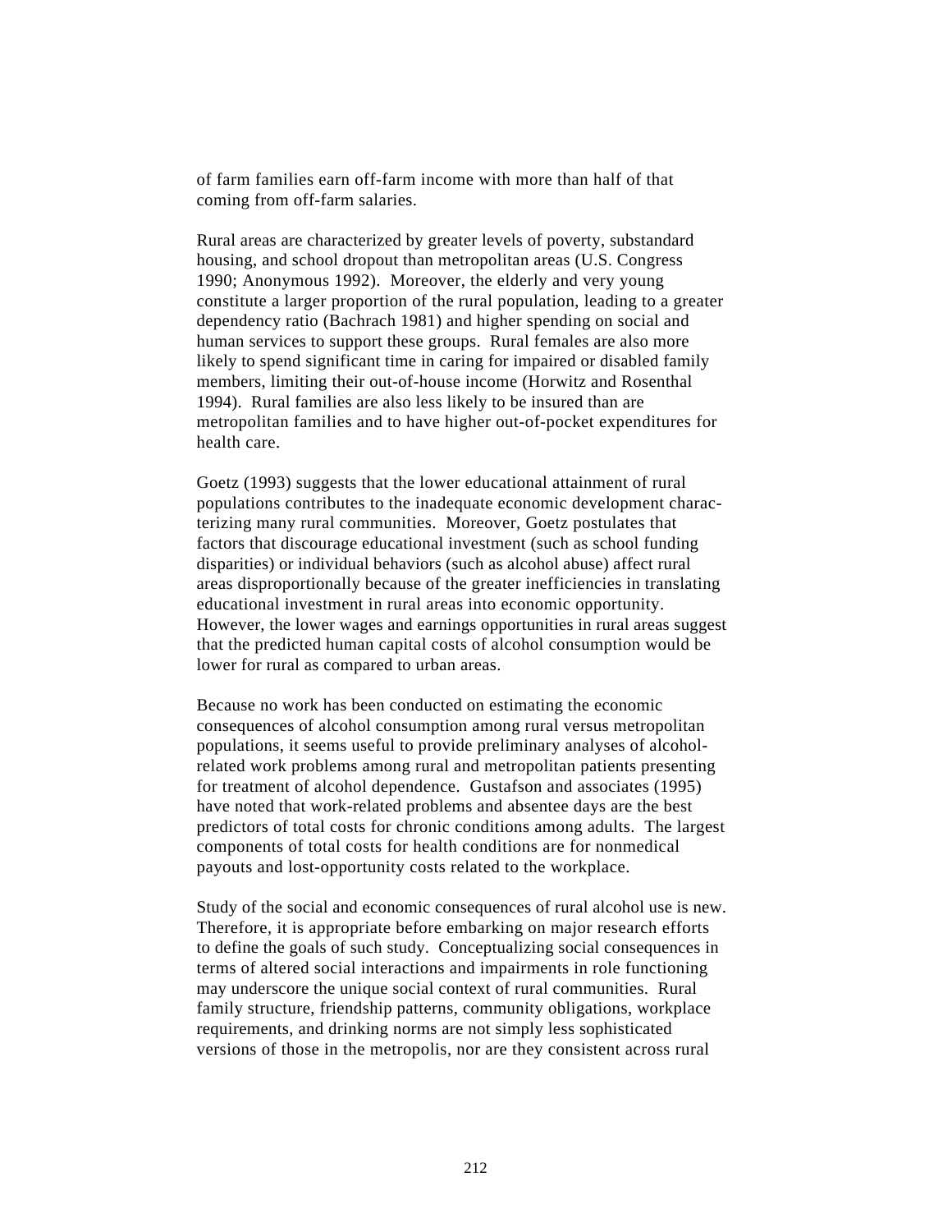of farm families earn off-farm income with more than half of that coming from off-farm salaries.

Rural areas are characterized by greater levels of poverty, substandard housing, and school dropout than metropolitan areas (U.S. Congress 1990; Anonymous 1992). Moreover, the elderly and very young constitute a larger proportion of the rural population, leading to a greater dependency ratio (Bachrach 1981) and higher spending on social and human services to support these groups. Rural females are also more likely to spend significant time in caring for impaired or disabled family members, limiting their out-of-house income (Horwitz and Rosenthal 1994). Rural families are also less likely to be insured than are metropolitan families and to have higher out-of-pocket expenditures for health care.

Goetz (1993) suggests that the lower educational attainment of rural populations contributes to the inadequate economic development characterizing many rural communities. Moreover, Goetz postulates that factors that discourage educational investment (such as school funding disparities) or individual behaviors (such as alcohol abuse) affect rural areas disproportionally because of the greater inefficiencies in translating educational investment in rural areas into economic opportunity. However, the lower wages and earnings opportunities in rural areas suggest that the predicted human capital costs of alcohol consumption would be lower for rural as compared to urban areas.

Because no work has been conducted on estimating the economic consequences of alcohol consumption among rural versus metropolitan populations, it seems useful to provide preliminary analyses of alcohol-related work problems among rural and metropolitan patients presenting for treatment of alcohol dependence. Gustafson and associates (1995) have noted that work-related problems and absentee days are the best predictors of total costs for chronic conditions among adults. The largest components of total costs for health conditions are for nonmedical payouts and lost-opportunity costs related to the workplace.

Study of the social and economic consequences of rural alcohol use is new. Therefore, it is appropriate before embarking on major research efforts to define the goals of such study. Conceptualizing social consequences in terms of altered social interactions and impairments in role functioning may underscore the unique social context of rural communities. Rural family structure, friendship patterns, community obligations, workplace requirements, and drinking norms are not simply less sophisticated versions of those in the metropolis, nor are they consistent across rural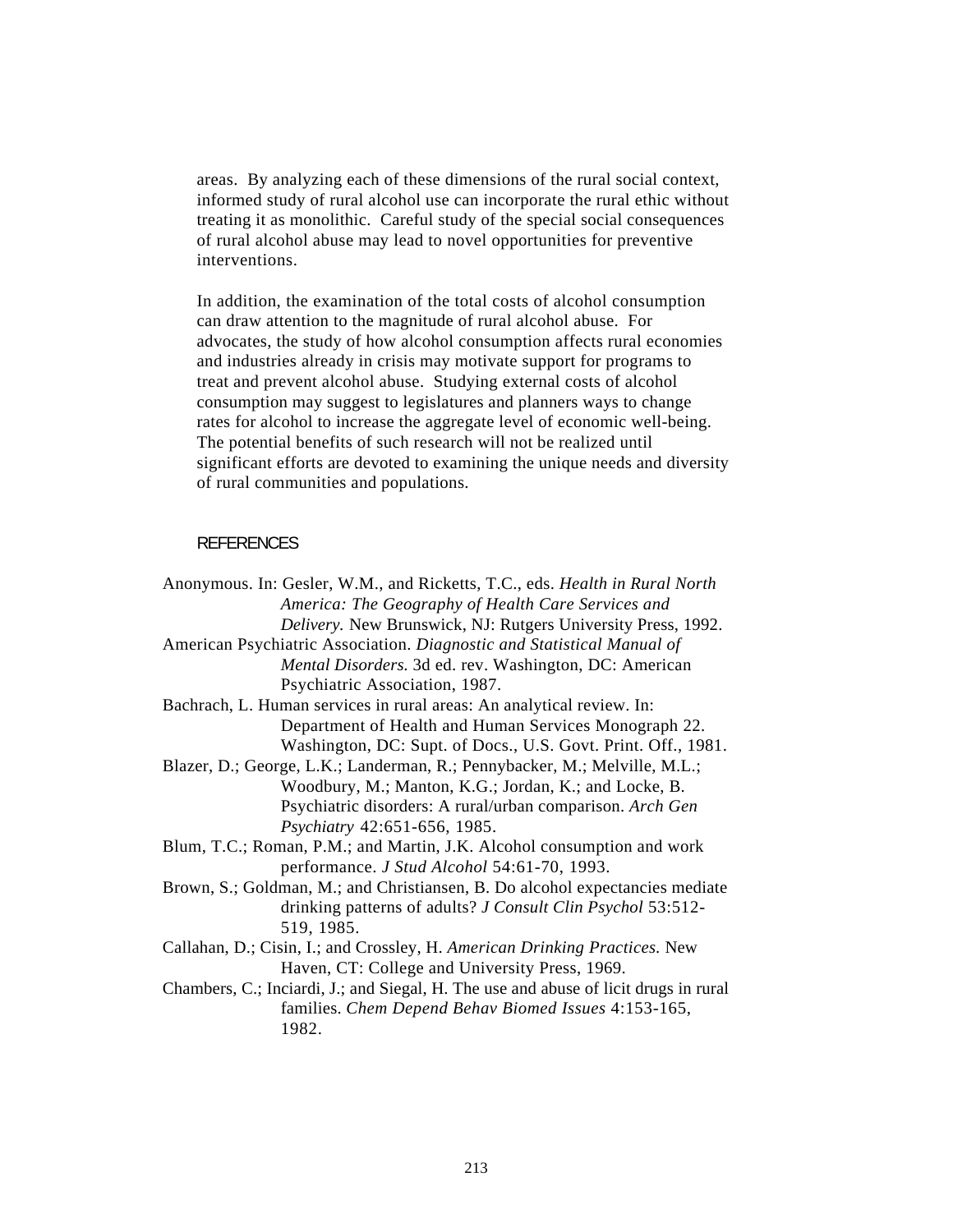areas. By analyzing each of these dimensions of the rural social context, informed study of rural alcohol use can incorporate the rural ethic without treating it as monolithic. Careful study of the special social consequences of rural alcohol abuse may lead to novel opportunities for preventive interventions.

In addition, the examination of the total costs of alcohol consumption can draw attention to the magnitude of rural alcohol abuse. For advocates, the study of how alcohol consumption affects rural economies and industries already in crisis may motivate support for programs to treat and prevent alcohol abuse. Studying external costs of alcohol consumption may suggest to legislatures and planners ways to change rates for alcohol to increase the aggregate level of economic well-being. The potential benefits of such research will not be realized until significant efforts are devoted to examining the unique needs and diversity of rural communities and populations.

## REFERENCES

Anonymous. In: Gesler, W.M., and Ricketts, T.C., eds. *Health in Rural North America: The Geography of Health Care Services and Delivery.* New Brunswick, NJ: Rutgers University Press, 1992.

American Psychiatric Association. *Diagnostic and Statistical Manual of Mental Disorders.* 3d ed. rev. Washington, DC: American Psychiatric Association, 1987.

Bachrach, L. Human services in rural areas: An analytical review. In: Department of Health and Human Services Monograph 22. Washington, DC: Supt. of Docs., U.S. Govt. Print. Off., 1981.

Blazer, D.; George, L.K.; Landerman, R.; Pennybacker, M.; Melville, M.L.; Woodbury, M.; Manton, K.G.; Jordan, K.; and Locke, B. Psychiatric disorders: A rural/urban comparison. *Arch Gen Psychiatry* 42:651-656, 1985.

Blum, T.C.; Roman, P.M.; and Martin, J.K. Alcohol consumption and work performance. *J Stud Alcohol* 54:61-70, 1993.

Brown, S.; Goldman, M.; and Christiansen, B. Do alcohol expectancies mediate drinking patterns of adults? *J Consult Clin Psychol* 53:512-519, 1985.

Callahan, D.; Cisin, I.; and Crossley, H. *American Drinking Practices.* New Haven, CT: College and University Press, 1969.

Chambers, C.; Inciardi, J.; and Siegal, H. The use and abuse of licit drugs in rural families. *Chem Depend Behav Biomed Issues* 4:153-165, 1982.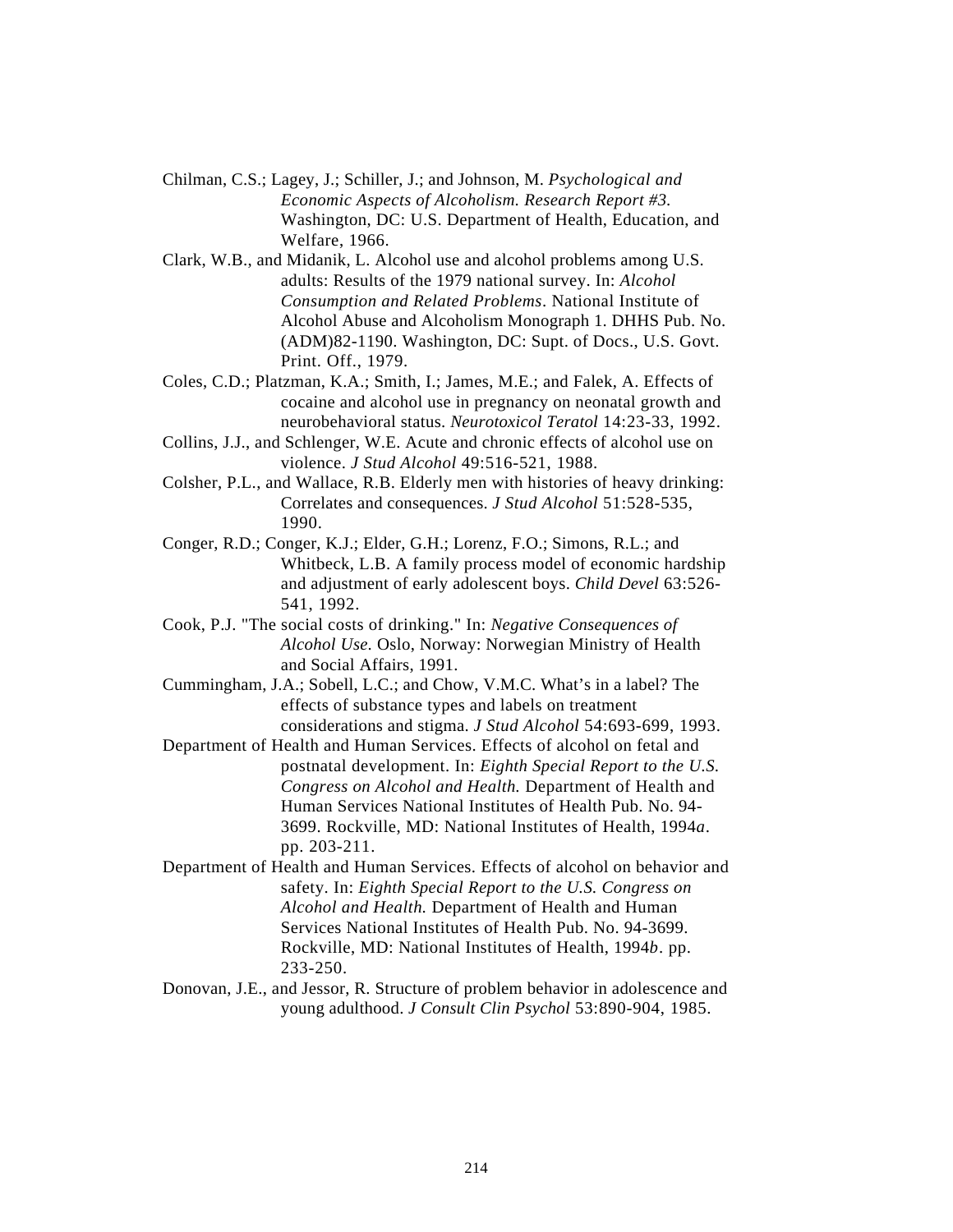Chilman, C.S.; Lagey, J.; Schiller, J.; and Johnson, M. *Psychological and Economic Aspects of Alcoholism. Research Report #3.* Washington, DC: U.S. Department of Health, Education, and Welfare, 1966.

Clark, W.B., and Midanik, L. Alcohol use and alcohol problems among U.S. adults: Results of the 1979 national survey. In: *Alcohol Consumption and Related Problems*. National Institute of Alcohol Abuse and Alcoholism Monograph 1. DHHS Pub. No. (ADM)82-1190. Washington, DC: Supt. of Docs., U.S. Govt. Print. Off., 1979.

Coles, C.D.; Platzman, K.A.; Smith, I.; James, M.E.; and Falek, A. Effects of cocaine and alcohol use in pregnancy on neonatal growth and neurobehavioral status. *Neurotoxicol Teratol* 14:23-33, 1992.

Collins, J.J., and Schlenger, W.E. Acute and chronic effects of alcohol use on violence. *J Stud Alcohol* 49:516-521, 1988.

Colsher, P.L., and Wallace, R.B. Elderly men with histories of heavy drinking: Correlates and consequences. *J Stud Alcohol* 51:528-535, 1990.

Conger, R.D.; Conger, K.J.; Elder, G.H.; Lorenz, F.O.; Simons, R.L.; and Whitbeck, L.B. A family process model of economic hardship and adjustment of early adolescent boys. *Child Devel* 63:526-541, 1992.

Cook, P.J. "The social costs of drinking." In: *Negative Consequences of Alcohol Use.* Oslo, Norway: Norwegian Ministry of Health and Social Affairs, 1991.

Cummingham, J.A.; Sobell, L.C.; and Chow, V.M.C. What's in a label? The effects of substance types and labels on treatment considerations and stigma. *J Stud Alcohol* 54:693-699, 1993.

Department of Health and Human Services. Effects of alcohol on fetal and postnatal development. In: *Eighth Special Report to the U.S. Congress on Alcohol and Health.* Department of Health and Human Services National Institutes of Health Pub. No. 94-3699. Rockville, MD: National Institutes of Health, 1994*a*. pp. 203-211.

Department of Health and Human Services. Effects of alcohol on behavior and safety. In: *Eighth Special Report to the U.S. Congress on Alcohol and Health.* Department of Health and Human Services National Institutes of Health Pub. No. 94-3699. Rockville, MD: National Institutes of Health, 1994*b*. pp. 233-250.

Donovan, J.E., and Jessor, R. Structure of problem behavior in adolescence and young adulthood. *J Consult Clin Psychol* 53:890-904, 1985.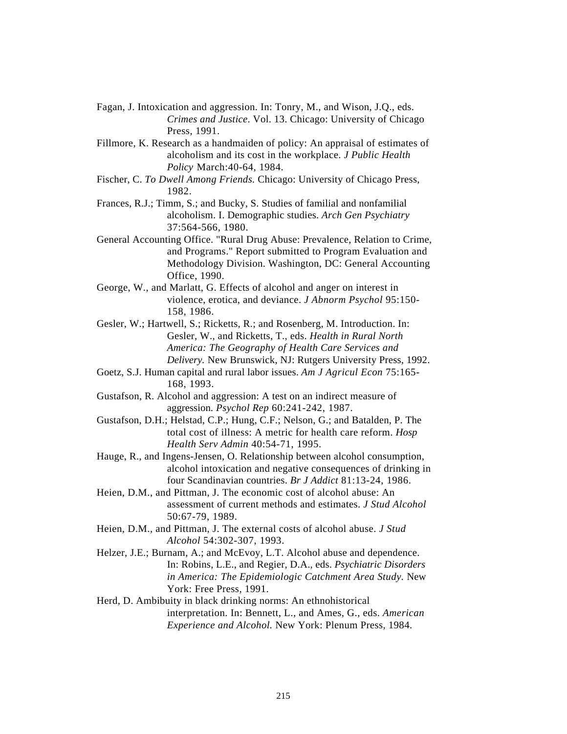Fagan, J. Intoxication and aggression. In: Tonry, M., and Wison, J.Q., eds. *Crimes and Justice*. Vol. 13. Chicago: University of Chicago Press, 1991.

Fillmore, K. Research as a handmaiden of policy: An appraisal of estimates of alcoholism and its cost in the workplace. *J Public Health Policy* March:40-64, 1984.

Fischer, C. *To Dwell Among Friends.* Chicago: University of Chicago Press, 1982.

Frances, R.J.; Timm, S.; and Bucky, S. Studies of familial and nonfamilial alcoholism. I. Demographic studies. *Arch Gen Psychiatry* 37:564-566, 1980.

General Accounting Office. "Rural Drug Abuse: Prevalence, Relation to Crime, and Programs." Report submitted to Program Evaluation and Methodology Division. Washington, DC: General Accounting Office, 1990.

George, W., and Marlatt, G. Effects of alcohol and anger on interest in violence, erotica, and deviance. *J Abnorm Psychol* 95:150-158, 1986.

Gesler, W.; Hartwell, S.; Ricketts, R.; and Rosenberg, M. Introduction. In: Gesler, W., and Ricketts, T., eds. *Health in Rural North America: The Geography of Health Care Services and Delivery.* New Brunswick, NJ: Rutgers University Press, 1992.

Goetz, S.J. Human capital and rural labor issues. *Am J Agricul Econ* 75:165-168, 1993.

Gustafson, R. Alcohol and aggression: A test on an indirect measure of aggression*. Psychol Rep* 60:241-242, 1987.

Gustafson, D.H.; Helstad, C.P.; Hung, C.F.; Nelson, G.; and Batalden, P. The total cost of illness: A metric for health care reform. *Hosp Health Serv Admin* 40:54-71, 1995.

Hauge, R., and Ingens-Jensen, O. Relationship between alcohol consumption, alcohol intoxication and negative consequences of drinking in four Scandinavian countries. *Br J Addict* 81:13-24, 1986.

Heien, D.M., and Pittman, J. The economic cost of alcohol abuse: An assessment of current methods and estimates. *J Stud Alcohol* 50:67-79, 1989.

Heien, D.M., and Pittman, J. The external costs of alcohol abuse. *J Stud Alcohol* 54:302-307, 1993.

Helzer, J.E.; Burnam, A.; and McEvoy, L.T. Alcohol abuse and dependence. In: Robins, L.E., and Regier, D.A., eds. *Psychiatric Disorders in America: The Epidemiologic Catchment Area Study.* New York: Free Press, 1991.

Herd, D. Ambibuity in black drinking norms: An ethnohistorical interpretation. In: Bennett, L., and Ames, G., eds. *American Experience and Alcohol.* New York: Plenum Press, 1984.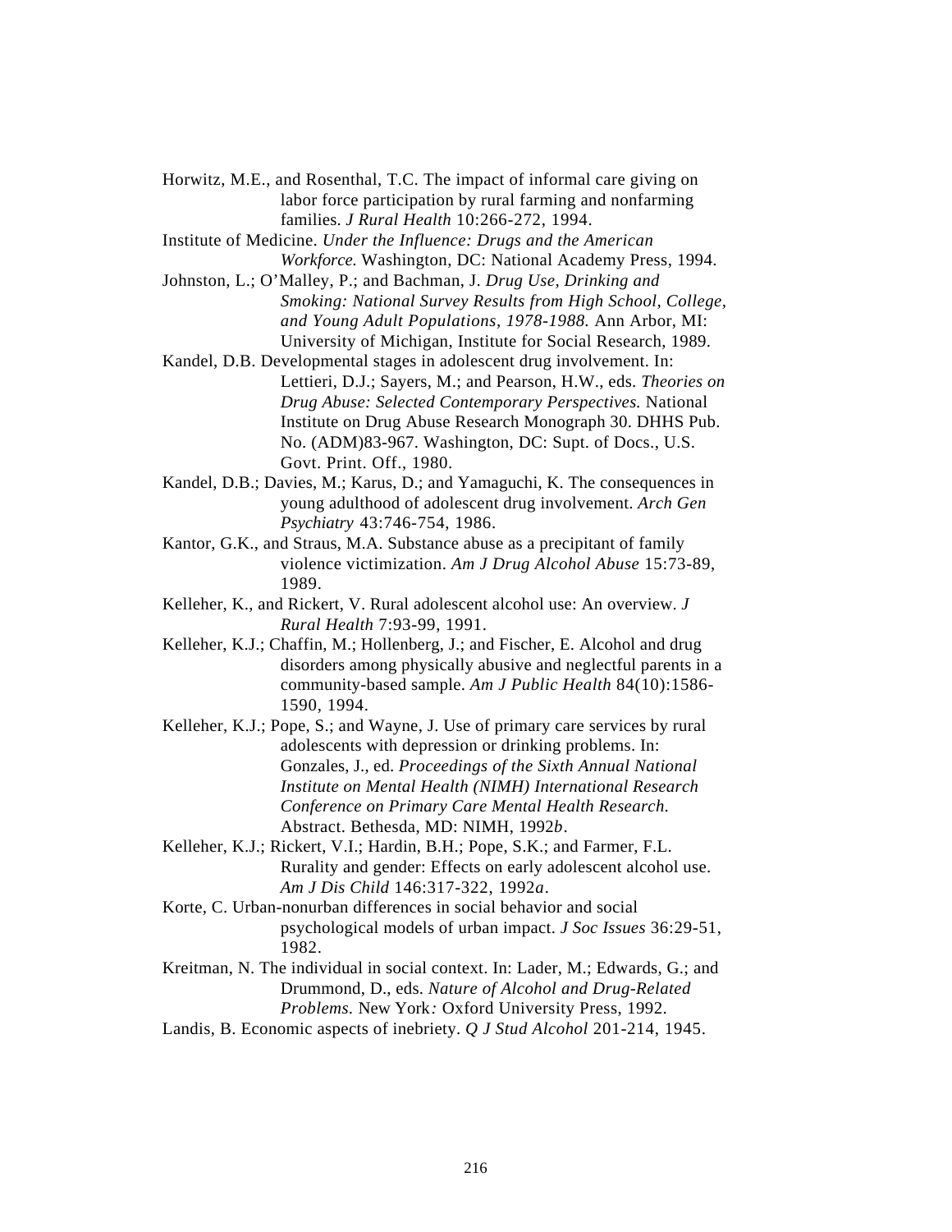Horwitz, M.E., and Rosenthal, T.C. The impact of informal care giving on labor force participation by rural farming and nonfarming families. *J Rural Health* 10:266-272, 1994.

Institute of Medicine. *Under the Influence: Drugs and the American Workforce.* Washington, DC: National Academy Press, 1994.

Johnston, L.; O'Malley, P.; and Bachman, J. *Drug Use, Drinking and Smoking: National Survey Results from High School, College, and Young Adult Populations, 1978-1988.* Ann Arbor, MI: University of Michigan, Institute for Social Research, 1989.

Kandel, D.B. Developmental stages in adolescent drug involvement. In: Lettieri, D.J.; Sayers, M.; and Pearson, H.W., eds. *Theories on Drug Abuse: Selected Contemporary Perspectives.* National Institute on Drug Abuse Research Monograph 30. DHHS Pub. No. (ADM)83-967. Washington, DC: Supt. of Docs., U.S. Govt. Print. Off., 1980.

Kandel, D.B.; Davies, M.; Karus, D.; and Yamaguchi, K. The consequences in young adulthood of adolescent drug involvement. *Arch Gen Psychiatry* 43:746-754, 1986.

Kantor, G.K., and Straus, M.A. Substance abuse as a precipitant of family violence victimization. *Am J Drug Alcohol Abuse* 15:73-89, 1989.

Kelleher, K., and Rickert, V. Rural adolescent alcohol use: An overview. *J Rural Health* 7:93-99, 1991.

Kelleher, K.J.; Chaffin, M.; Hollenberg, J.; and Fischer, E. Alcohol and drug disorders among physically abusive and neglectful parents in a community-based sample. *Am J Public Health* 84(10):1586-1590, 1994.

Kelleher, K.J.; Pope, S.; and Wayne, J. Use of primary care services by rural adolescents with depression or drinking problems. In: Gonzales, J., ed. *Proceedings of the Sixth Annual National Institute on Mental Health (NIMH) International Research Conference on Primary Care Mental Health Research.* Abstract. Bethesda, MD: NIMH, 1992*b*.

Kelleher, K.J.; Rickert, V.I.; Hardin, B.H.; Pope, S.K.; and Farmer, F.L. Rurality and gender: Effects on early adolescent alcohol use. *Am J Dis Child* 146:317-322, 1992*a*.

Korte, C. Urban-nonurban differences in social behavior and social psychological models of urban impact. *J Soc Issues* 36:29-51, 1982.

Kreitman, N. The individual in social context. In: Lader, M.; Edwards, G.; and Drummond, D., eds. *Nature of Alcohol and Drug-Related Problems.* New York*:* Oxford University Press, 1992.

Landis, B. Economic aspects of inebriety. *Q J Stud Alcohol* 201-214, 1945.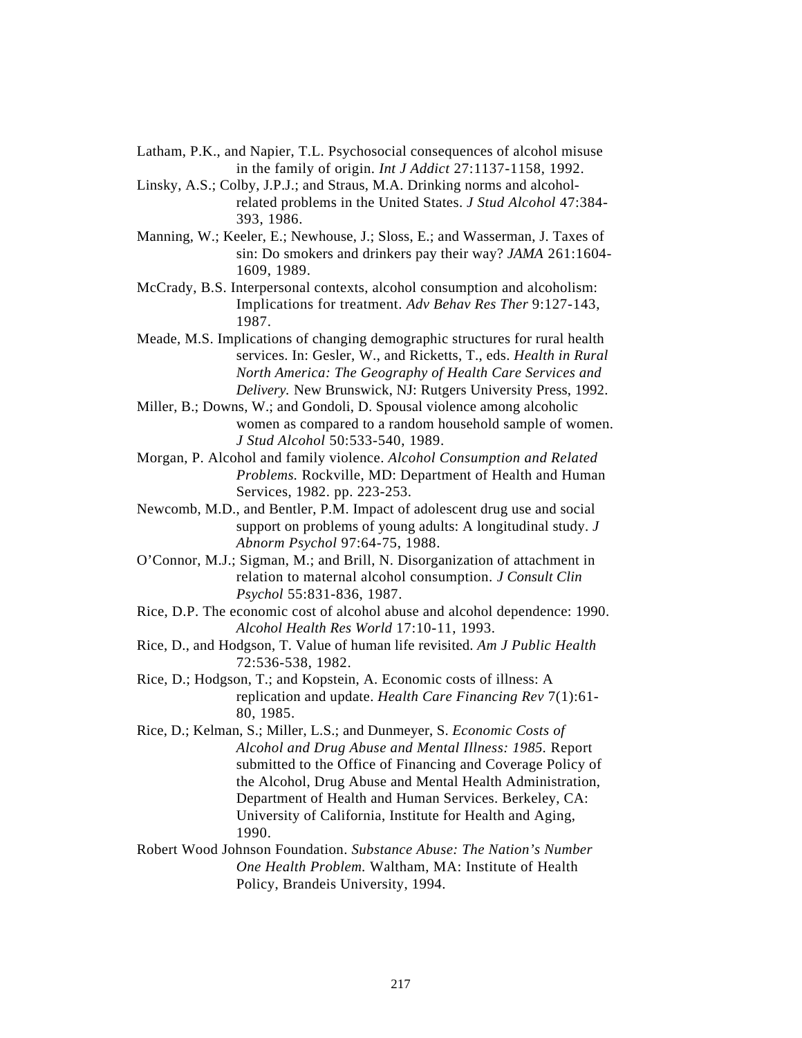Latham, P.K., and Napier, T.L. Psychosocial consequences of alcohol misuse in the family of origin. *Int J Addict* 27:1137-1158, 1992.

Linsky, A.S.; Colby, J.P.J.; and Straus, M.A. Drinking norms and alcohol-related problems in the United States. *J Stud Alcohol* 47:384-393, 1986.

Manning, W.; Keeler, E.; Newhouse, J.; Sloss, E.; and Wasserman, J. Taxes of sin: Do smokers and drinkers pay their way? *JAMA* 261:1604-1609, 1989.

McCrady, B.S. Interpersonal contexts, alcohol consumption and alcoholism: Implications for treatment. *Adv Behav Res Ther* 9:127-143, 1987.

Meade, M.S. Implications of changing demographic structures for rural health services. In: Gesler, W., and Ricketts, T., eds. *Health in Rural North America: The Geography of Health Care Services and Delivery.* New Brunswick, NJ: Rutgers University Press, 1992.

Miller, B.; Downs, W.; and Gondoli, D. Spousal violence among alcoholic women as compared to a random household sample of women. *J Stud Alcohol* 50:533-540, 1989.

Morgan, P. Alcohol and family violence. *Alcohol Consumption and Related Problems.* Rockville, MD: Department of Health and Human Services, 1982. pp. 223-253.

Newcomb, M.D., and Bentler, P.M. Impact of adolescent drug use and social support on problems of young adults: A longitudinal study. *J Abnorm Psychol* 97:64-75, 1988.

O'Connor, M.J.; Sigman, M.; and Brill, N. Disorganization of attachment in relation to maternal alcohol consumption. *J Consult Clin Psychol* 55:831-836, 1987.

Rice, D.P. The economic cost of alcohol abuse and alcohol dependence: 1990. *Alcohol Health Res World* 17:10-11, 1993.

Rice, D., and Hodgson, T. Value of human life revisited. *Am J Public Health* 72:536-538, 1982.

Rice, D.; Hodgson, T.; and Kopstein, A. Economic costs of illness: A replication and update. *Health Care Financing Rev* 7(1):61-80, 1985.

Rice, D.; Kelman, S.; Miller, L.S.; and Dunmeyer, S. *Economic Costs of Alcohol and Drug Abuse and Mental Illness: 1985.* Report submitted to the Office of Financing and Coverage Policy of the Alcohol, Drug Abuse and Mental Health Administration, Department of Health and Human Services. Berkeley, CA: University of California, Institute for Health and Aging, 1990.

Robert Wood Johnson Foundation. *Substance Abuse: The Nation's Number One Health Problem.* Waltham, MA: Institute of Health Policy, Brandeis University, 1994.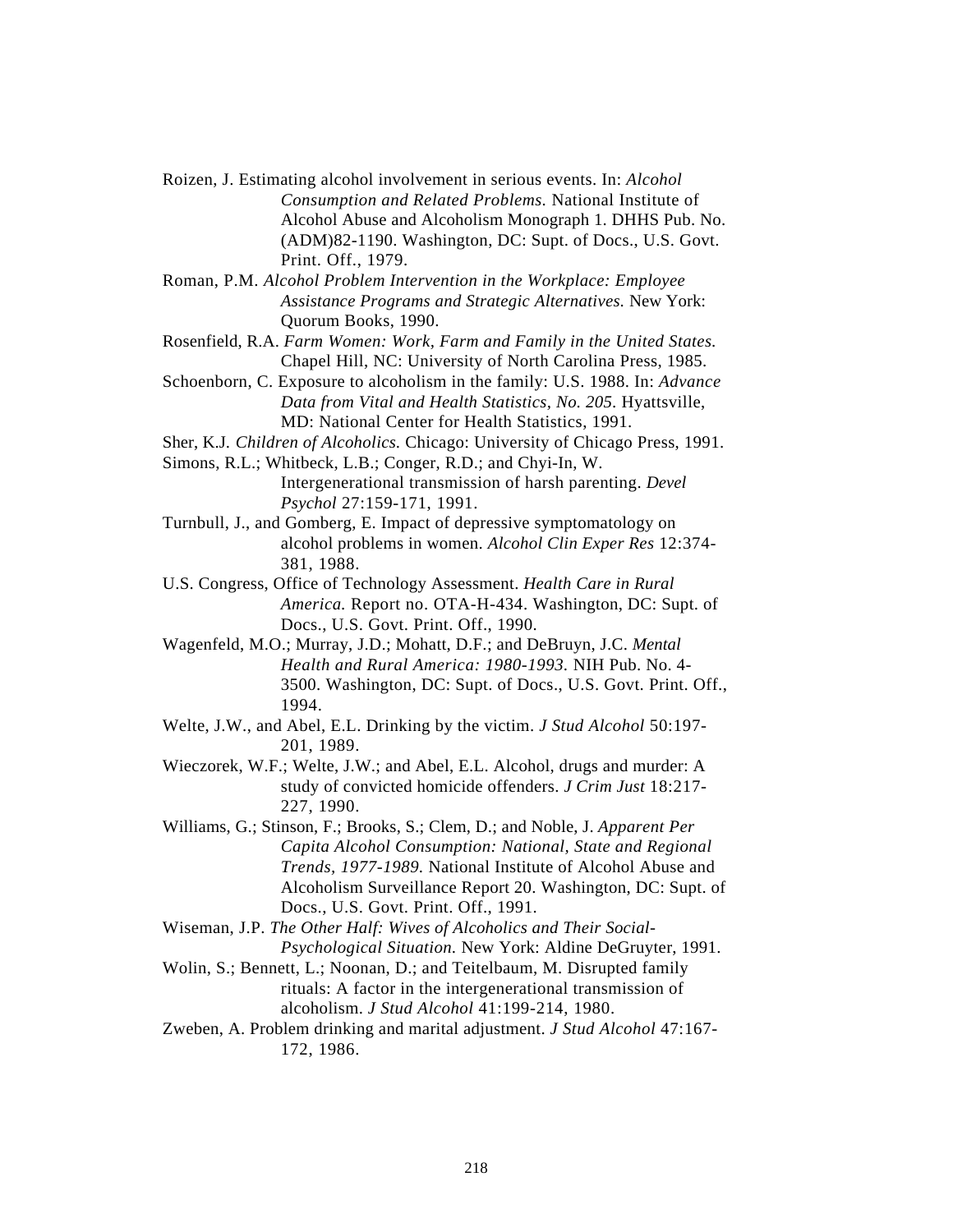Roizen, J. Estimating alcohol involvement in serious events. In: *Alcohol Consumption and Related Problems.* National Institute of Alcohol Abuse and Alcoholism Monograph 1. DHHS Pub. No. (ADM)82-1190. Washington, DC: Supt. of Docs., U.S. Govt. Print. Off., 1979.

Roman, P.M. *Alcohol Problem Intervention in the Workplace: Employee Assistance Programs and Strategic Alternatives.* New York: Quorum Books, 1990.

Rosenfield, R.A. *Farm Women: Work, Farm and Family in the United States.* Chapel Hill, NC: University of North Carolina Press, 1985.

Schoenborn, C. Exposure to alcoholism in the family: U.S. 1988. In: *Advance Data from Vital and Health Statistics, No. 205.* Hyattsville, MD: National Center for Health Statistics, 1991.

Sher, K.J. *Children of Alcoholics.* Chicago: University of Chicago Press, 1991.

Simons, R.L.; Whitbeck, L.B.; Conger, R.D.; and Chyi-In, W. Intergenerational transmission of harsh parenting. *Devel Psychol* 27:159-171, 1991.

Turnbull, J., and Gomberg, E. Impact of depressive symptomatology on alcohol problems in women. *Alcohol Clin Exper Res* 12:374-381, 1988.

U.S. Congress, Office of Technology Assessment. *Health Care in Rural America.* Report no. OTA-H-434. Washington, DC: Supt. of Docs., U.S. Govt. Print. Off., 1990.

Wagenfeld, M.O.; Murray, J.D.; Mohatt, D.F.; and DeBruyn, J.C. *Mental Health and Rural America: 1980-1993.* NIH Pub. No. 4-3500. Washington, DC: Supt. of Docs., U.S. Govt. Print. Off., 1994.

Welte, J.W., and Abel, E.L. Drinking by the victim. *J Stud Alcohol* 50:197-201, 1989.

Wieczorek, W.F.; Welte, J.W.; and Abel, E.L. Alcohol, drugs and murder: A study of convicted homicide offenders. *J Crim Just* 18:217-227, 1990.

Williams, G.; Stinson, F.; Brooks, S.; Clem, D.; and Noble, J. *Apparent Per Capita Alcohol Consumption: National, State and Regional Trends, 1977-1989.* National Institute of Alcohol Abuse and Alcoholism Surveillance Report 20. Washington, DC: Supt. of Docs., U.S. Govt. Print. Off., 1991.

Wiseman, J.P. *The Other Half: Wives of Alcoholics and Their Social-Psychological Situation.* New York: Aldine DeGruyter, 1991.

Wolin, S.; Bennett, L.; Noonan, D.; and Teitelbaum, M. Disrupted family rituals: A factor in the intergenerational transmission of alcoholism. *J Stud Alcohol* 41:199-214, 1980.

Zweben, A. Problem drinking and marital adjustment. *J Stud Alcohol* 47:167-172, 1986.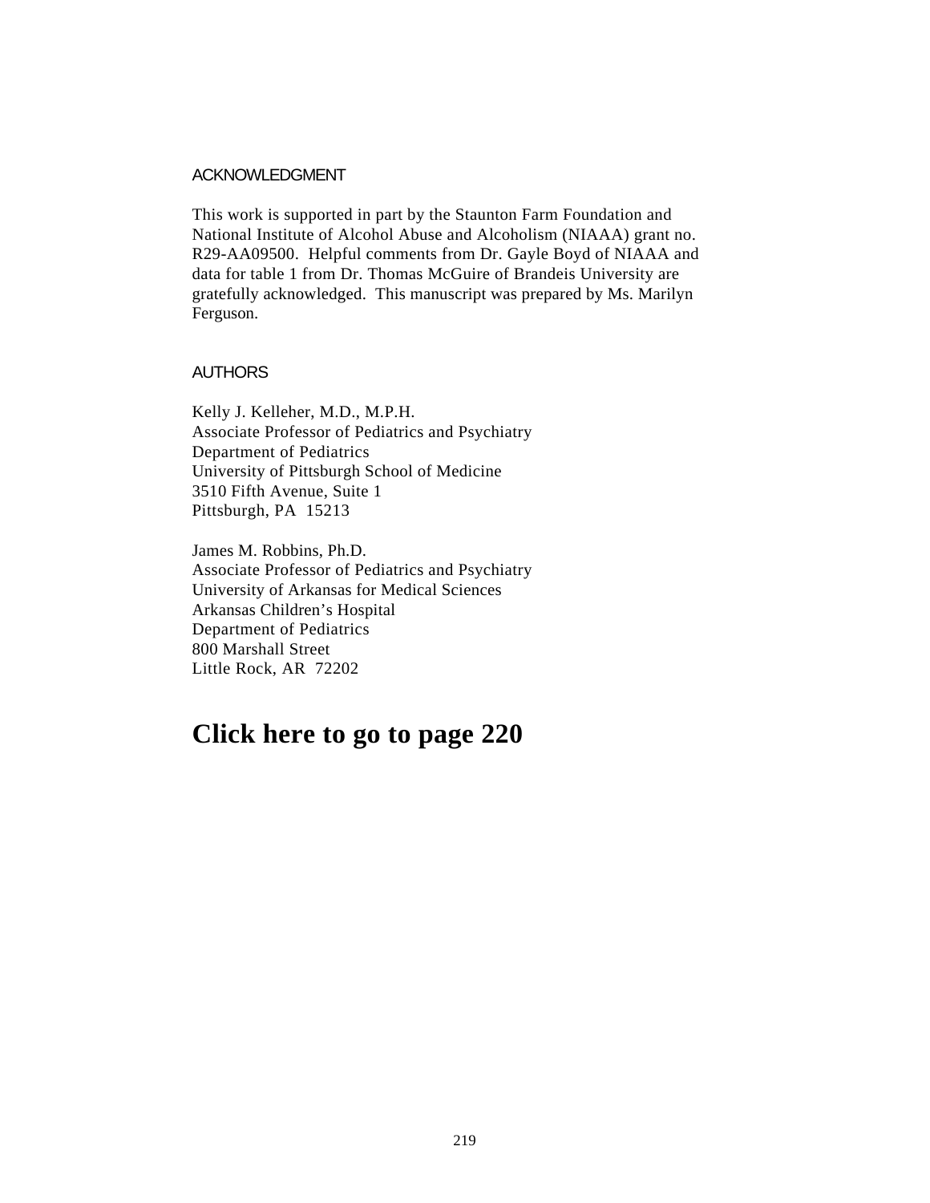## ACKNOWLEDGMENT

This work is supported in part by the Staunton Farm Foundation and National Institute of Alcohol Abuse and Alcoholism (NIAAA) grant no. R29-AA09500. Helpful comments from Dr. Gayle Boyd of NIAAA and data for table 1 from Dr. Thomas McGuire of Brandeis University are gratefully acknowledged. This manuscript was prepared by Ms. Marilyn Ferguson.

## AUTHORS

Kelly J. Kelleher, M.D., M.P.H.
Associate Professor of Pediatrics and Psychiatry
Department of Pediatrics
University of Pittsburgh School of Medicine
3510 Fifth Avenue, Suite 1
Pittsburgh, PA 15213

James M. Robbins, Ph.D.
Associate Professor of Pediatrics and Psychiatry
University of Arkansas for Medical Sciences
Arkansas Children's Hospital
Department of Pediatrics
800 Marshall Street
Little Rock, AR 72202

**Click here to go to page 220**